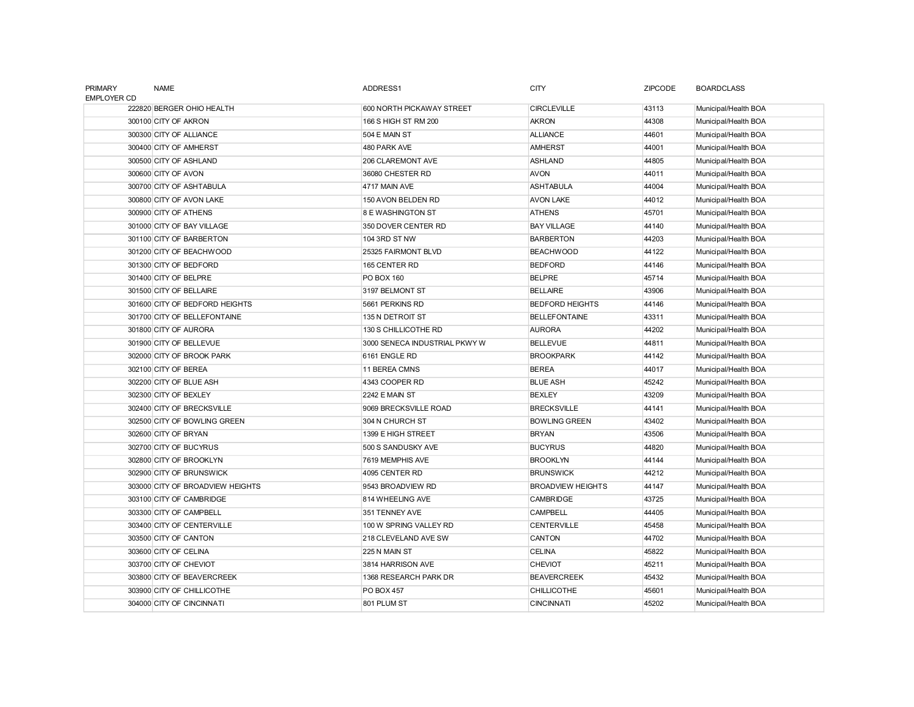| PRIMARY EMPLOYER CD | NAME | ADDRESS1 | CITY | ZIPCODE | BOARDCLASS |
|---|---|---|---|---|---|
| 222820 | BERGER OHIO HEALTH | 600 NORTH PICKAWAY STREET | CIRCLEVILLE | 43113 | Municipal/Health BOA |
| 300100 | CITY OF AKRON | 166 S HIGH ST RM 200 | AKRON | 44308 | Municipal/Health BOA |
| 300300 | CITY OF ALLIANCE | 504 E MAIN ST | ALLIANCE | 44601 | Municipal/Health BOA |
| 300400 | CITY OF AMHERST | 480 PARK AVE | AMHERST | 44001 | Municipal/Health BOA |
| 300500 | CITY OF ASHLAND | 206 CLAREMONT AVE | ASHLAND | 44805 | Municipal/Health BOA |
| 300600 | CITY OF AVON | 36080 CHESTER RD | AVON | 44011 | Municipal/Health BOA |
| 300700 | CITY OF ASHTABULA | 4717 MAIN AVE | ASHTABULA | 44004 | Municipal/Health BOA |
| 300800 | CITY OF AVON LAKE | 150 AVON BELDEN RD | AVON LAKE | 44012 | Municipal/Health BOA |
| 300900 | CITY OF ATHENS | 8 E WASHINGTON ST | ATHENS | 45701 | Municipal/Health BOA |
| 301000 | CITY OF BAY VILLAGE | 350 DOVER CENTER RD | BAY VILLAGE | 44140 | Municipal/Health BOA |
| 301100 | CITY OF BARBERTON | 104 3RD ST NW | BARBERTON | 44203 | Municipal/Health BOA |
| 301200 | CITY OF BEACHWOOD | 25325 FAIRMONT BLVD | BEACHWOOD | 44122 | Municipal/Health BOA |
| 301300 | CITY OF BEDFORD | 165 CENTER RD | BEDFORD | 44146 | Municipal/Health BOA |
| 301400 | CITY OF BELPRE | PO BOX 160 | BELPRE | 45714 | Municipal/Health BOA |
| 301500 | CITY OF BELLAIRE | 3197 BELMONT ST | BELLAIRE | 43906 | Municipal/Health BOA |
| 301600 | CITY OF BEDFORD HEIGHTS | 5661 PERKINS RD | BEDFORD HEIGHTS | 44146 | Municipal/Health BOA |
| 301700 | CITY OF BELLEFONTAINE | 135 N DETROIT ST | BELLEFONTAINE | 43311 | Municipal/Health BOA |
| 301800 | CITY OF AURORA | 130 S CHILLICOTHE RD | AURORA | 44202 | Municipal/Health BOA |
| 301900 | CITY OF BELLEVUE | 3000 SENECA INDUSTRIAL PKWY W | BELLEVUE | 44811 | Municipal/Health BOA |
| 302000 | CITY OF BROOK PARK | 6161 ENGLE RD | BROOKPARK | 44142 | Municipal/Health BOA |
| 302100 | CITY OF BEREA | 11 BEREA CMNS | BEREA | 44017 | Municipal/Health BOA |
| 302200 | CITY OF BLUE ASH | 4343 COOPER RD | BLUE ASH | 45242 | Municipal/Health BOA |
| 302300 | CITY OF BEXLEY | 2242 E MAIN ST | BEXLEY | 43209 | Municipal/Health BOA |
| 302400 | CITY OF BRECKSVILLE | 9069 BRECKSVILLE ROAD | BRECKSVILLE | 44141 | Municipal/Health BOA |
| 302500 | CITY OF BOWLING GREEN | 304 N CHURCH ST | BOWLING GREEN | 43402 | Municipal/Health BOA |
| 302600 | CITY OF BRYAN | 1399 E HIGH STREET | BRYAN | 43506 | Municipal/Health BOA |
| 302700 | CITY OF BUCYRUS | 500 S SANDUSKY AVE | BUCYRUS | 44820 | Municipal/Health BOA |
| 302800 | CITY OF BROOKLYN | 7619 MEMPHIS AVE | BROOKLYN | 44144 | Municipal/Health BOA |
| 302900 | CITY OF BRUNSWICK | 4095 CENTER RD | BRUNSWICK | 44212 | Municipal/Health BOA |
| 303000 | CITY OF BROADVIEW HEIGHTS | 9543 BROADVIEW RD | BROADVIEW HEIGHTS | 44147 | Municipal/Health BOA |
| 303100 | CITY OF CAMBRIDGE | 814 WHEELING AVE | CAMBRIDGE | 43725 | Municipal/Health BOA |
| 303300 | CITY OF CAMPBELL | 351 TENNEY AVE | CAMPBELL | 44405 | Municipal/Health BOA |
| 303400 | CITY OF CENTERVILLE | 100 W SPRING VALLEY RD | CENTERVILLE | 45458 | Municipal/Health BOA |
| 303500 | CITY OF CANTON | 218 CLEVELAND AVE SW | CANTON | 44702 | Municipal/Health BOA |
| 303600 | CITY OF CELINA | 225 N MAIN ST | CELINA | 45822 | Municipal/Health BOA |
| 303700 | CITY OF CHEVIOT | 3814 HARRISON AVE | CHEVIOT | 45211 | Municipal/Health BOA |
| 303800 | CITY OF BEAVERCREEK | 1368 RESEARCH PARK DR | BEAVERCREEK | 45432 | Municipal/Health BOA |
| 303900 | CITY OF CHILLICOTHE | PO BOX 457 | CHILLICOTHE | 45601 | Municipal/Health BOA |
| 304000 | CITY OF CINCINNATI | 801 PLUM ST | CINCINNATI | 45202 | Municipal/Health BOA |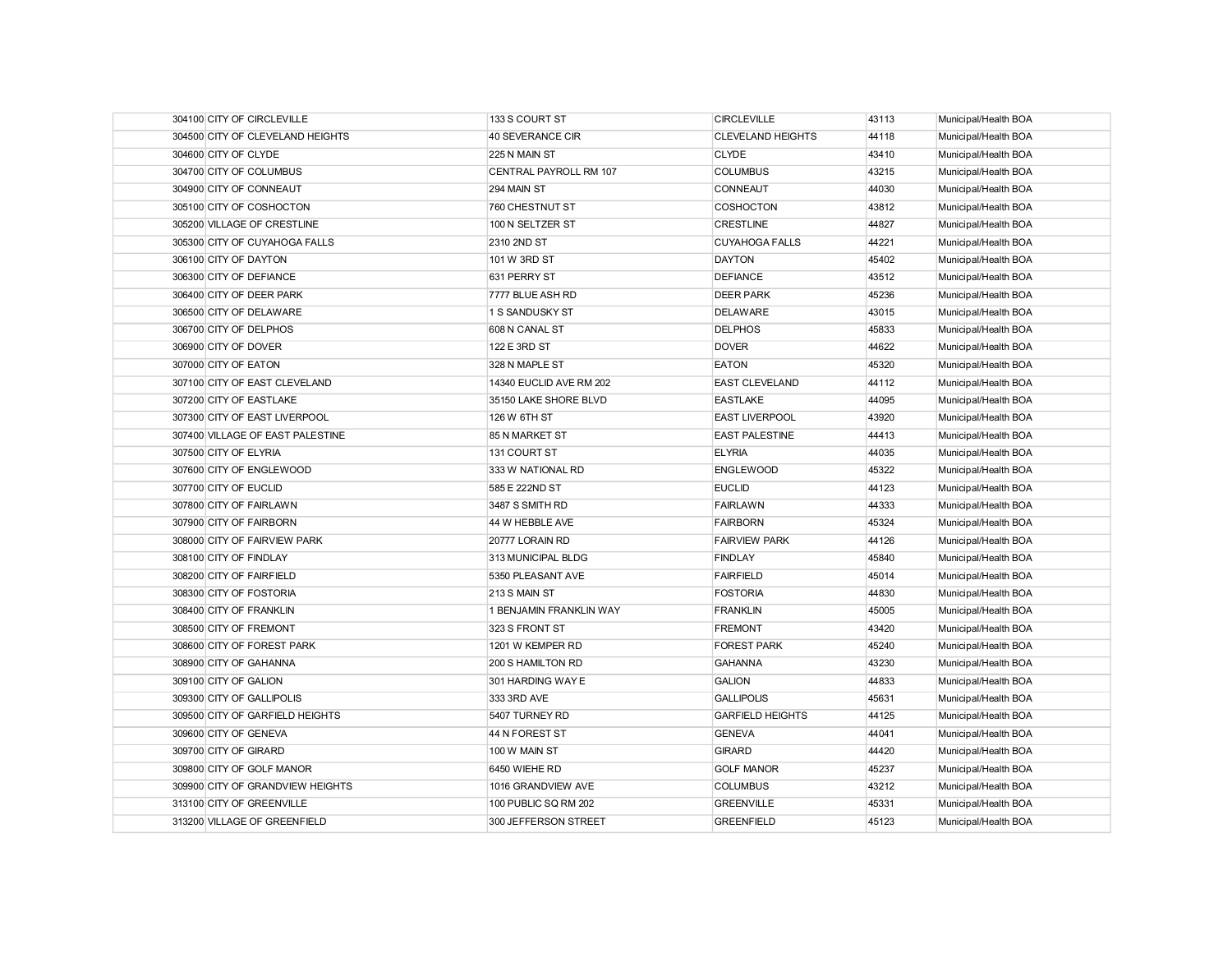| | | | | |
|---|---|---|---|---|
| 304100 CITY OF CIRCLEVILLE | 133 S COURT ST | CIRCLEVILLE | 43113 | Municipal/Health BOA |
| 304500 CITY OF CLEVELAND HEIGHTS | 40 SEVERANCE CIR | CLEVELAND HEIGHTS | 44118 | Municipal/Health BOA |
| 304600 CITY OF CLYDE | 225 N MAIN ST | CLYDE | 43410 | Municipal/Health BOA |
| 304700 CITY OF COLUMBUS | CENTRAL PAYROLL RM 107 | COLUMBUS | 43215 | Municipal/Health BOA |
| 304900 CITY OF CONNEAUT | 294 MAIN ST | CONNEAUT | 44030 | Municipal/Health BOA |
| 305100 CITY OF COSHOCTON | 760 CHESTNUT ST | COSHOCTON | 43812 | Municipal/Health BOA |
| 305200 VILLAGE OF CRESTLINE | 100 N SELTZER ST | CRESTLINE | 44827 | Municipal/Health BOA |
| 305300 CITY OF CUYAHOGA FALLS | 2310 2ND ST | CUYAHOGA FALLS | 44221 | Municipal/Health BOA |
| 306100 CITY OF DAYTON | 101 W 3RD ST | DAYTON | 45402 | Municipal/Health BOA |
| 306300 CITY OF DEFIANCE | 631 PERRY ST | DEFIANCE | 43512 | Municipal/Health BOA |
| 306400 CITY OF DEER PARK | 7777 BLUE ASH RD | DEER PARK | 45236 | Municipal/Health BOA |
| 306500 CITY OF DELAWARE | 1 S SANDUSKY ST | DELAWARE | 43015 | Municipal/Health BOA |
| 306700 CITY OF DELPHOS | 608 N CANAL ST | DELPHOS | 45833 | Municipal/Health BOA |
| 306900 CITY OF DOVER | 122 E 3RD ST | DOVER | 44622 | Municipal/Health BOA |
| 307000 CITY OF EATON | 328 N MAPLE ST | EATON | 45320 | Municipal/Health BOA |
| 307100 CITY OF EAST CLEVELAND | 14340 EUCLID AVE RM 202 | EAST CLEVELAND | 44112 | Municipal/Health BOA |
| 307200 CITY OF EASTLAKE | 35150 LAKE SHORE BLVD | EASTLAKE | 44095 | Municipal/Health BOA |
| 307300 CITY OF EAST LIVERPOOL | 126 W 6TH ST | EAST LIVERPOOL | 43920 | Municipal/Health BOA |
| 307400 VILLAGE OF EAST PALESTINE | 85 N MARKET ST | EAST PALESTINE | 44413 | Municipal/Health BOA |
| 307500 CITY OF ELYRIA | 131 COURT ST | ELYRIA | 44035 | Municipal/Health BOA |
| 307600 CITY OF ENGLEWOOD | 333 W NATIONAL RD | ENGLEWOOD | 45322 | Municipal/Health BOA |
| 307700 CITY OF EUCLID | 585 E 222ND ST | EUCLID | 44123 | Municipal/Health BOA |
| 307800 CITY OF FAIRLAWN | 3487 S SMITH RD | FAIRLAWN | 44333 | Municipal/Health BOA |
| 307900 CITY OF FAIRBORN | 44 W HEBBLE AVE | FAIRBORN | 45324 | Municipal/Health BOA |
| 308000 CITY OF FAIRVIEW PARK | 20777 LORAIN RD | FAIRVIEW PARK | 44126 | Municipal/Health BOA |
| 308100 CITY OF FINDLAY | 313 MUNICIPAL BLDG | FINDLAY | 45840 | Municipal/Health BOA |
| 308200 CITY OF FAIRFIELD | 5350 PLEASANT AVE | FAIRFIELD | 45014 | Municipal/Health BOA |
| 308300 CITY OF FOSTORIA | 213 S MAIN ST | FOSTORIA | 44830 | Municipal/Health BOA |
| 308400 CITY OF FRANKLIN | 1 BENJAMIN FRANKLIN WAY | FRANKLIN | 45005 | Municipal/Health BOA |
| 308500 CITY OF FREMONT | 323 S FRONT ST | FREMONT | 43420 | Municipal/Health BOA |
| 308600 CITY OF FOREST PARK | 1201 W KEMPER RD | FOREST PARK | 45240 | Municipal/Health BOA |
| 308900 CITY OF GAHANNA | 200 S HAMILTON RD | GAHANNA | 43230 | Municipal/Health BOA |
| 309100 CITY OF GALION | 301 HARDING WAY E | GALION | 44833 | Municipal/Health BOA |
| 309300 CITY OF GALLIPOLIS | 333 3RD AVE | GALLIPOLIS | 45631 | Municipal/Health BOA |
| 309500 CITY OF GARFIELD HEIGHTS | 5407 TURNEY RD | GARFIELD HEIGHTS | 44125 | Municipal/Health BOA |
| 309600 CITY OF GENEVA | 44 N FOREST ST | GENEVA | 44041 | Municipal/Health BOA |
| 309700 CITY OF GIRARD | 100 W MAIN ST | GIRARD | 44420 | Municipal/Health BOA |
| 309800 CITY OF GOLF MANOR | 6450 WIEHE RD | GOLF MANOR | 45237 | Municipal/Health BOA |
| 309900 CITY OF GRANDVIEW HEIGHTS | 1016 GRANDVIEW AVE | COLUMBUS | 43212 | Municipal/Health BOA |
| 313100 CITY OF GREENVILLE | 100 PUBLIC SQ RM 202 | GREENVILLE | 45331 | Municipal/Health BOA |
| 313200 VILLAGE OF GREENFIELD | 300 JEFFERSON STREET | GREENFIELD | 45123 | Municipal/Health BOA |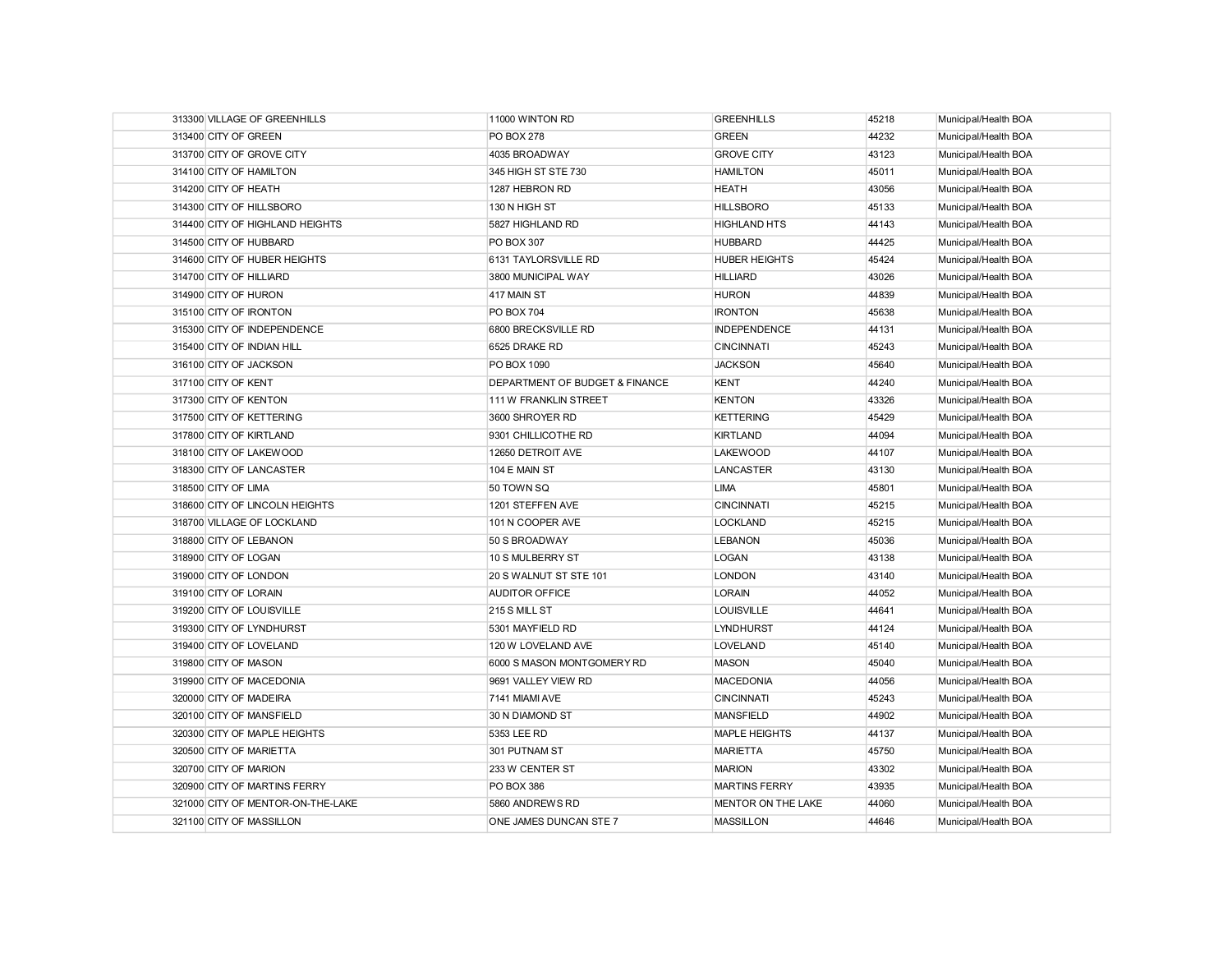| | | | | | |
|---|---|---|---|---|---|
| 313300 | VILLAGE OF GREENHILLS | 11000 WINTON RD | GREENHILLS | 45218 | Municipal/Health BOA |
| 313400 | CITY OF GREEN | PO BOX 278 | GREEN | 44232 | Municipal/Health BOA |
| 313700 | CITY OF GROVE CITY | 4035 BROADWAY | GROVE CITY | 43123 | Municipal/Health BOA |
| 314100 | CITY OF HAMILTON | 345 HIGH ST STE 730 | HAMILTON | 45011 | Municipal/Health BOA |
| 314200 | CITY OF HEATH | 1287 HEBRON RD | HEATH | 43056 | Municipal/Health BOA |
| 314300 | CITY OF HILLSBORO | 130 N HIGH ST | HILLSBORO | 45133 | Municipal/Health BOA |
| 314400 | CITY OF HIGHLAND HEIGHTS | 5827 HIGHLAND RD | HIGHLAND HTS | 44143 | Municipal/Health BOA |
| 314500 | CITY OF HUBBARD | PO BOX 307 | HUBBARD | 44425 | Municipal/Health BOA |
| 314600 | CITY OF HUBER HEIGHTS | 6131 TAYLORSVILLE RD | HUBER HEIGHTS | 45424 | Municipal/Health BOA |
| 314700 | CITY OF HILLIARD | 3800 MUNICIPAL WAY | HILLIARD | 43026 | Municipal/Health BOA |
| 314900 | CITY OF HURON | 417 MAIN ST | HURON | 44839 | Municipal/Health BOA |
| 315100 | CITY OF IRONTON | PO BOX 704 | IRONTON | 45638 | Municipal/Health BOA |
| 315300 | CITY OF INDEPENDENCE | 6800 BRECKSVILLE RD | INDEPENDENCE | 44131 | Municipal/Health BOA |
| 315400 | CITY OF INDIAN HILL | 6525 DRAKE RD | CINCINNATI | 45243 | Municipal/Health BOA |
| 316100 | CITY OF JACKSON | PO BOX 1090 | JACKSON | 45640 | Municipal/Health BOA |
| 317100 | CITY OF KENT | DEPARTMENT OF BUDGET & FINANCE | KENT | 44240 | Municipal/Health BOA |
| 317300 | CITY OF KENTON | 111 W FRANKLIN STREET | KENTON | 43326 | Municipal/Health BOA |
| 317500 | CITY OF KETTERING | 3600 SHROYER RD | KETTERING | 45429 | Municipal/Health BOA |
| 317800 | CITY OF KIRTLAND | 9301 CHILLICOTHE RD | KIRTLAND | 44094 | Municipal/Health BOA |
| 318100 | CITY OF LAKEWOOD | 12650 DETROIT AVE | LAKEWOOD | 44107 | Municipal/Health BOA |
| 318300 | CITY OF LANCASTER | 104 E MAIN ST | LANCASTER | 43130 | Municipal/Health BOA |
| 318500 | CITY OF LIMA | 50 TOWN SQ | LIMA | 45801 | Municipal/Health BOA |
| 318600 | CITY OF LINCOLN HEIGHTS | 1201 STEFFEN AVE | CINCINNATI | 45215 | Municipal/Health BOA |
| 318700 | VILLAGE OF LOCKLAND | 101 N COOPER AVE | LOCKLAND | 45215 | Municipal/Health BOA |
| 318800 | CITY OF LEBANON | 50 S BROADWAY | LEBANON | 45036 | Municipal/Health BOA |
| 318900 | CITY OF LOGAN | 10 S MULBERRY ST | LOGAN | 43138 | Municipal/Health BOA |
| 319000 | CITY OF LONDON | 20 S WALNUT ST STE 101 | LONDON | 43140 | Municipal/Health BOA |
| 319100 | CITY OF LORAIN | AUDITOR OFFICE | LORAIN | 44052 | Municipal/Health BOA |
| 319200 | CITY OF LOUISVILLE | 215 S MILL ST | LOUISVILLE | 44641 | Municipal/Health BOA |
| 319300 | CITY OF LYNDHURST | 5301 MAYFIELD RD | LYNDHURST | 44124 | Municipal/Health BOA |
| 319400 | CITY OF LOVELAND | 120 W LOVELAND AVE | LOVELAND | 45140 | Municipal/Health BOA |
| 319800 | CITY OF MASON | 6000 S MASON MONTGOMERY RD | MASON | 45040 | Municipal/Health BOA |
| 319900 | CITY OF MACEDONIA | 9691 VALLEY VIEW RD | MACEDONIA | 44056 | Municipal/Health BOA |
| 320000 | CITY OF MADEIRA | 7141 MIAMI AVE | CINCINNATI | 45243 | Municipal/Health BOA |
| 320100 | CITY OF MANSFIELD | 30 N DIAMOND ST | MANSFIELD | 44902 | Municipal/Health BOA |
| 320300 | CITY OF MAPLE HEIGHTS | 5353 LEE RD | MAPLE HEIGHTS | 44137 | Municipal/Health BOA |
| 320500 | CITY OF MARIETTA | 301 PUTNAM ST | MARIETTA | 45750 | Municipal/Health BOA |
| 320700 | CITY OF MARION | 233 W CENTER ST | MARION | 43302 | Municipal/Health BOA |
| 320900 | CITY OF MARTINS FERRY | PO BOX 386 | MARTINS FERRY | 43935 | Municipal/Health BOA |
| 321000 | CITY OF MENTOR-ON-THE-LAKE | 5860 ANDREWS RD | MENTOR ON THE LAKE | 44060 | Municipal/Health BOA |
| 321100 | CITY OF MASSILLON | ONE JAMES DUNCAN STE 7 | MASSILLON | 44646 | Municipal/Health BOA |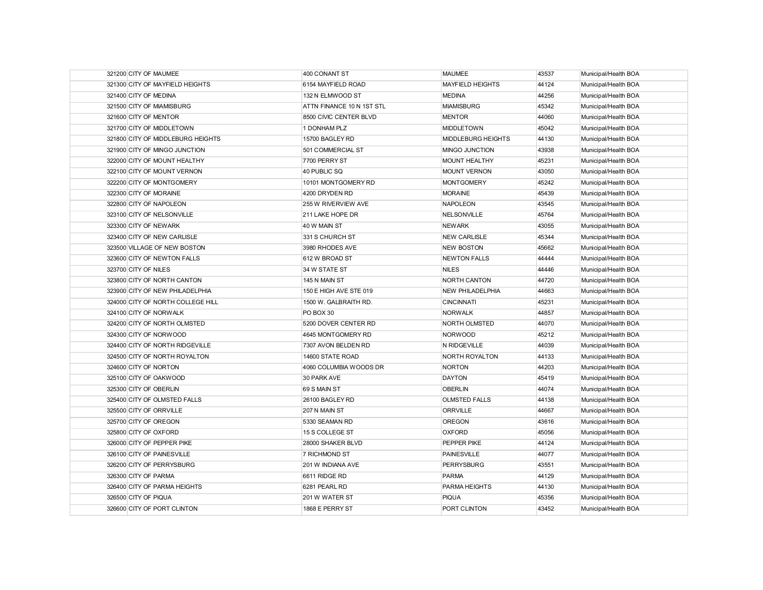| | | | | | |
|---|---|---|---|---|---|
| 321200 | CITY OF MAUMEE | 400 CONANT ST | MAUMEE | 43537 | Municipal/Health BOA |
| 321300 | CITY OF MAYFIELD HEIGHTS | 6154 MAYFIELD ROAD | MAYFIELD HEIGHTS | 44124 | Municipal/Health BOA |
| 321400 | CITY OF MEDINA | 132 N ELMWOOD ST | MEDINA | 44256 | Municipal/Health BOA |
| 321500 | CITY OF MIAMISBURG | ATTN FINANCE 10 N 1ST STL | MIAMISBURG | 45342 | Municipal/Health BOA |
| 321600 | CITY OF MENTOR | 8500 CIVIC CENTER BLVD | MENTOR | 44060 | Municipal/Health BOA |
| 321700 | CITY OF MIDDLETOWN | 1 DONHAM PLZ | MIDDLETOWN | 45042 | Municipal/Health BOA |
| 321800 | CITY OF MIDDLEBURG HEIGHTS | 15700 BAGLEY RD | MIDDLEBURG HEIGHTS | 44130 | Municipal/Health BOA |
| 321900 | CITY OF MINGO JUNCTION | 501 COMMERCIAL ST | MINGO JUNCTION | 43938 | Municipal/Health BOA |
| 322000 | CITY OF MOUNT HEALTHY | 7700 PERRY ST | MOUNT HEALTHY | 45231 | Municipal/Health BOA |
| 322100 | CITY OF MOUNT VERNON | 40 PUBLIC SQ | MOUNT VERNON | 43050 | Municipal/Health BOA |
| 322200 | CITY OF MONTGOMERY | 10101 MONTGOMERY RD | MONTGOMERY | 45242 | Municipal/Health BOA |
| 322300 | CITY OF MORAINE | 4200 DRYDEN RD | MORAINE | 45439 | Municipal/Health BOA |
| 322800 | CITY OF NAPOLEON | 255 W RIVERVIEW AVE | NAPOLEON | 43545 | Municipal/Health BOA |
| 323100 | CITY OF NELSONVILLE | 211 LAKE HOPE DR | NELSONVILLE | 45764 | Municipal/Health BOA |
| 323300 | CITY OF NEWARK | 40 W MAIN ST | NEWARK | 43055 | Municipal/Health BOA |
| 323400 | CITY OF NEW CARLISLE | 331 S CHURCH ST | NEW CARLISLE | 45344 | Municipal/Health BOA |
| 323500 | VILLAGE OF NEW BOSTON | 3980 RHODES AVE | NEW BOSTON | 45662 | Municipal/Health BOA |
| 323600 | CITY OF NEWTON FALLS | 612 W BROAD ST | NEWTON FALLS | 44444 | Municipal/Health BOA |
| 323700 | CITY OF NILES | 34 W STATE ST | NILES | 44446 | Municipal/Health BOA |
| 323800 | CITY OF NORTH CANTON | 145 N MAIN ST | NORTH CANTON | 44720 | Municipal/Health BOA |
| 323900 | CITY OF NEW PHILADELPHIA | 150 E HIGH AVE STE 019 | NEW PHILADELPHIA | 44663 | Municipal/Health BOA |
| 324000 | CITY OF NORTH COLLEGE HILL | 1500 W. GALBRAITH RD. | CINCINNATI | 45231 | Municipal/Health BOA |
| 324100 | CITY OF NORWALK | PO BOX 30 | NORWALK | 44857 | Municipal/Health BOA |
| 324200 | CITY OF NORTH OLMSTED | 5200 DOVER CENTER RD | NORTH OLMSTED | 44070 | Municipal/Health BOA |
| 324300 | CITY OF NORWOOD | 4645 MONTGOMERY RD | NORWOOD | 45212 | Municipal/Health BOA |
| 324400 | CITY OF NORTH RIDGEVILLE | 7307 AVON BELDEN RD | N RIDGEVILLE | 44039 | Municipal/Health BOA |
| 324500 | CITY OF NORTH ROYALTON | 14600 STATE ROAD | NORTH ROYALTON | 44133 | Municipal/Health BOA |
| 324600 | CITY OF NORTON | 4060 COLUMBIA WOODS DR | NORTON | 44203 | Municipal/Health BOA |
| 325100 | CITY OF OAKWOOD | 30 PARK AVE | DAYTON | 45419 | Municipal/Health BOA |
| 325300 | CITY OF OBERLIN | 69 S MAIN ST | OBERLIN | 44074 | Municipal/Health BOA |
| 325400 | CITY OF OLMSTED FALLS | 26100 BAGLEY RD | OLMSTED FALLS | 44138 | Municipal/Health BOA |
| 325500 | CITY OF ORRVILLE | 207 N MAIN ST | ORRVILLE | 44667 | Municipal/Health BOA |
| 325700 | CITY OF OREGON | 5330 SEAMAN RD | OREGON | 43616 | Municipal/Health BOA |
| 325800 | CITY OF OXFORD | 15 S COLLEGE ST | OXFORD | 45056 | Municipal/Health BOA |
| 326000 | CITY OF PEPPER PIKE | 28000 SHAKER BLVD | PEPPER PIKE | 44124 | Municipal/Health BOA |
| 326100 | CITY OF PAINESVILLE | 7 RICHMOND ST | PAINESVILLE | 44077 | Municipal/Health BOA |
| 326200 | CITY OF PERRYSBURG | 201 W INDIANA AVE | PERRYSBURG | 43551 | Municipal/Health BOA |
| 326300 | CITY OF PARMA | 6611 RIDGE RD | PARMA | 44129 | Municipal/Health BOA |
| 326400 | CITY OF PARMA HEIGHTS | 6281 PEARL RD | PARMA HEIGHTS | 44130 | Municipal/Health BOA |
| 326500 | CITY OF PIQUA | 201 W WATER ST | PIQUA | 45356 | Municipal/Health BOA |
| 326600 | CITY OF PORT CLINTON | 1868 E PERRY ST | PORT CLINTON | 43452 | Municipal/Health BOA |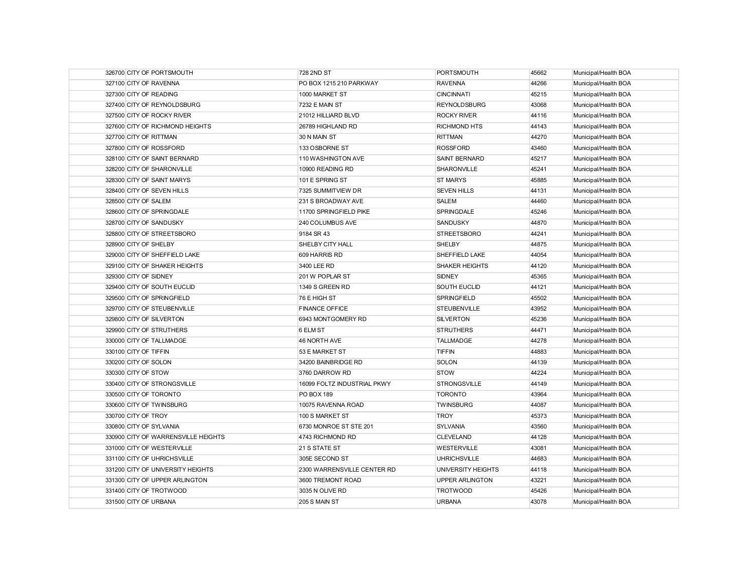| | | | | |
|---|---|---|---|---|
| 326700 CITY OF PORTSMOUTH | 728 2ND ST | PORTSMOUTH | 45662 | Municipal/Health BOA |
| 327100 CITY OF RAVENNA | PO BOX 1215 210 PARKWAY | RAVENNA | 44266 | Municipal/Health BOA |
| 327300 CITY OF READING | 1000 MARKET ST | CINCINNATI | 45215 | Municipal/Health BOA |
| 327400 CITY OF REYNOLDSBURG | 7232 E MAIN ST | REYNOLDSBURG | 43068 | Municipal/Health BOA |
| 327500 CITY OF ROCKY RIVER | 21012 HILLIARD BLVD | ROCKY RIVER | 44116 | Municipal/Health BOA |
| 327600 CITY OF RICHMOND HEIGHTS | 26789 HIGHLAND RD | RICHMOND HTS | 44143 | Municipal/Health BOA |
| 327700 CITY OF RITTMAN | 30 N MAIN ST | RITTMAN | 44270 | Municipal/Health BOA |
| 327800 CITY OF ROSSFORD | 133 OSBORNE ST | ROSSFORD | 43460 | Municipal/Health BOA |
| 328100 CITY OF SAINT BERNARD | 110 WASHINGTON AVE | SAINT BERNARD | 45217 | Municipal/Health BOA |
| 328200 CITY OF SHARONVILLE | 10900 READING RD | SHARONVILLE | 45241 | Municipal/Health BOA |
| 328300 CITY OF SAINT MARYS | 101 E SPRING ST | ST MARYS | 45885 | Municipal/Health BOA |
| 328400 CITY OF SEVEN HILLS | 7325 SUMMITVIEW DR | SEVEN HILLS | 44131 | Municipal/Health BOA |
| 328500 CITY OF SALEM | 231 S BROADWAY AVE | SALEM | 44460 | Municipal/Health BOA |
| 328600 CITY OF SPRINGDALE | 11700 SPRINGFIELD PIKE | SPRINGDALE | 45246 | Municipal/Health BOA |
| 328700 CITY OF SANDUSKY | 240 COLUMBUS AVE | SANDUSKY | 44870 | Municipal/Health BOA |
| 328800 CITY OF STREETSBORO | 9184 SR 43 | STREETSBORO | 44241 | Municipal/Health BOA |
| 328900 CITY OF SHELBY | SHELBY CITY HALL | SHELBY | 44875 | Municipal/Health BOA |
| 329000 CITY OF SHEFFIELD LAKE | 609 HARRIS RD | SHEFFIELD LAKE | 44054 | Municipal/Health BOA |
| 329100 CITY OF SHAKER HEIGHTS | 3400 LEE RD | SHAKER HEIGHTS | 44120 | Municipal/Health BOA |
| 329300 CITY OF SIDNEY | 201 W POPLAR ST | SIDNEY | 45365 | Municipal/Health BOA |
| 329400 CITY OF SOUTH EUCLID | 1349 S GREEN RD | SOUTH EUCLID | 44121 | Municipal/Health BOA |
| 329500 CITY OF SPRINGFIELD | 76 E HIGH ST | SPRINGFIELD | 45502 | Municipal/Health BOA |
| 329700 CITY OF STEUBENVILLE | FINANCE OFFICE | STEUBENVILLE | 43952 | Municipal/Health BOA |
| 329800 CITY OF SILVERTON | 6943 MONTGOMERY RD | SILVERTON | 45236 | Municipal/Health BOA |
| 329900 CITY OF STRUTHERS | 6 ELM ST | STRUTHERS | 44471 | Municipal/Health BOA |
| 330000 CITY OF TALLMADGE | 46 NORTH AVE | TALLMADGE | 44278 | Municipal/Health BOA |
| 330100 CITY OF TIFFIN | 53 E MARKET ST | TIFFIN | 44883 | Municipal/Health BOA |
| 330200 CITY OF SOLON | 34200 BAINBRIDGE RD | SOLON | 44139 | Municipal/Health BOA |
| 330300 CITY OF STOW | 3760 DARROW RD | STOW | 44224 | Municipal/Health BOA |
| 330400 CITY OF STRONGSVILLE | 16099 FOLTZ INDUSTRIAL PKWY | STRONGSVILLE | 44149 | Municipal/Health BOA |
| 330500 CITY OF TORONTO | PO BOX 189 | TORONTO | 43964 | Municipal/Health BOA |
| 330600 CITY OF TWINSBURG | 10075 RAVENNA ROAD | TWINSBURG | 44087 | Municipal/Health BOA |
| 330700 CITY OF TROY | 100 S MARKET ST | TROY | 45373 | Municipal/Health BOA |
| 330800 CITY OF SYLVANIA | 6730 MONROE ST STE 201 | SYLVANIA | 43560 | Municipal/Health BOA |
| 330900 CITY OF WARRENSVILLE HEIGHTS | 4743 RICHMOND RD | CLEVELAND | 44128 | Municipal/Health BOA |
| 331000 CITY OF WESTERVILLE | 21 S STATE ST | WESTERVILLE | 43081 | Municipal/Health BOA |
| 331100 CITY OF UHRICHSVILLE | 305E SECOND ST | UHRICHSVILLE | 44683 | Municipal/Health BOA |
| 331200 CITY OF UNIVERSITY HEIGHTS | 2300 WARRENSVILLE CENTER RD | UNIVERSITY HEIGHTS | 44118 | Municipal/Health BOA |
| 331300 CITY OF UPPER ARLINGTON | 3600 TREMONT ROAD | UPPER ARLINGTON | 43221 | Municipal/Health BOA |
| 331400 CITY OF TROTWOOD | 3035 N OLIVE RD | TROTWOOD | 45426 | Municipal/Health BOA |
| 331500 CITY OF URBANA | 205 S MAIN ST | URBANA | 43078 | Municipal/Health BOA |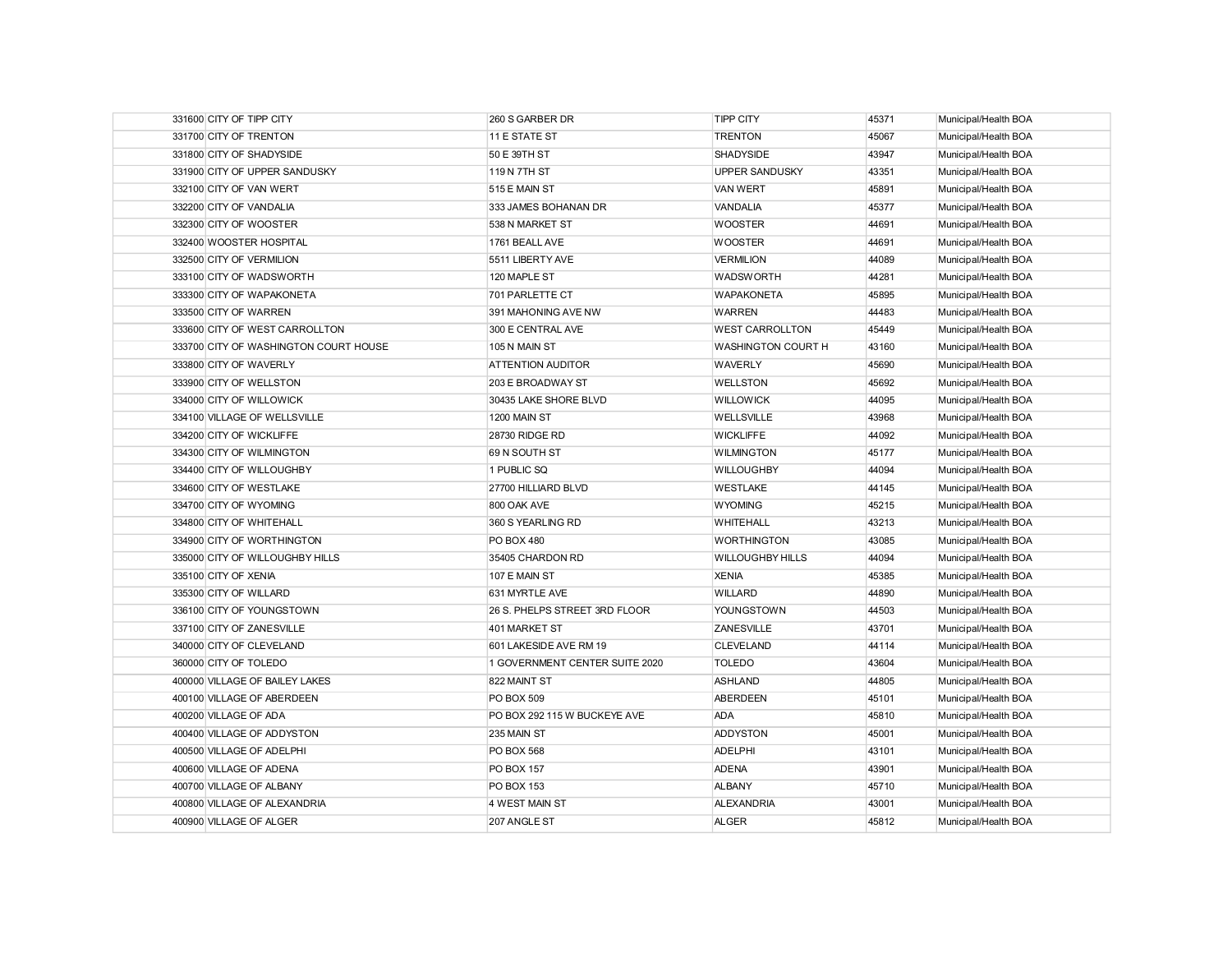| | | | | |
|---|---|---|---|---|
| 331600 | CITY OF TIPP CITY | 260 S GARBER DR | TIPP CITY | 45371 | Municipal/Health BOA |
| 331700 | CITY OF TRENTON | 11 E STATE ST | TRENTON | 45067 | Municipal/Health BOA |
| 331800 | CITY OF SHADYSIDE | 50 E 39TH ST | SHADYSIDE | 43947 | Municipal/Health BOA |
| 331900 | CITY OF UPPER SANDUSKY | 119 N 7TH ST | UPPER SANDUSKY | 43351 | Municipal/Health BOA |
| 332100 | CITY OF VAN WERT | 515 E MAIN ST | VAN WERT | 45891 | Municipal/Health BOA |
| 332200 | CITY OF VANDALIA | 333 JAMES BOHANAN DR | VANDALIA | 45377 | Municipal/Health BOA |
| 332300 | CITY OF WOOSTER | 538 N MARKET ST | WOOSTER | 44691 | Municipal/Health BOA |
| 332400 | WOOSTER HOSPITAL | 1761 BEALL AVE | WOOSTER | 44691 | Municipal/Health BOA |
| 332500 | CITY OF VERMILION | 5511 LIBERTY AVE | VERMILION | 44089 | Municipal/Health BOA |
| 333100 | CITY OF WADSWORTH | 120 MAPLE ST | WADSWORTH | 44281 | Municipal/Health BOA |
| 333300 | CITY OF WAPAKONETA | 701 PARLETTE CT | WAPAKONETA | 45895 | Municipal/Health BOA |
| 333500 | CITY OF WARREN | 391 MAHONING AVE NW | WARREN | 44483 | Municipal/Health BOA |
| 333600 | CITY OF WEST CARROLLTON | 300 E CENTRAL AVE | WEST CARROLLTON | 45449 | Municipal/Health BOA |
| 333700 | CITY OF WASHINGTON COURT HOUSE | 105 N MAIN ST | WASHINGTON COURT H | 43160 | Municipal/Health BOA |
| 333800 | CITY OF WAVERLY | ATTENTION AUDITOR | WAVERLY | 45690 | Municipal/Health BOA |
| 333900 | CITY OF WELLSTON | 203 E BROADWAY ST | WELLSTON | 45692 | Municipal/Health BOA |
| 334000 | CITY OF WILLOWICK | 30435 LAKE SHORE BLVD | WILLOWICK | 44095 | Municipal/Health BOA |
| 334100 | VILLAGE OF WELLSVILLE | 1200 MAIN ST | WELLSVILLE | 43968 | Municipal/Health BOA |
| 334200 | CITY OF WICKLIFFE | 28730 RIDGE RD | WICKLIFFE | 44092 | Municipal/Health BOA |
| 334300 | CITY OF WILMINGTON | 69 N SOUTH ST | WILMINGTON | 45177 | Municipal/Health BOA |
| 334400 | CITY OF WILLOUGHBY | 1 PUBLIC SQ | WILLOUGHBY | 44094 | Municipal/Health BOA |
| 334600 | CITY OF WESTLAKE | 27700 HILLIARD BLVD | WESTLAKE | 44145 | Municipal/Health BOA |
| 334700 | CITY OF WYOMING | 800 OAK AVE | WYOMING | 45215 | Municipal/Health BOA |
| 334800 | CITY OF WHITEHALL | 360 S YEARLING RD | WHITEHALL | 43213 | Municipal/Health BOA |
| 334900 | CITY OF WORTHINGTON | PO BOX 480 | WORTHINGTON | 43085 | Municipal/Health BOA |
| 335000 | CITY OF WILLOUGHBY HILLS | 35405 CHARDON RD | WILLOUGHBY HILLS | 44094 | Municipal/Health BOA |
| 335100 | CITY OF XENIA | 107 E MAIN ST | XENIA | 45385 | Municipal/Health BOA |
| 335300 | CITY OF WILLARD | 631 MYRTLE AVE | WILLARD | 44890 | Municipal/Health BOA |
| 336100 | CITY OF YOUNGSTOWN | 26 S. PHELPS STREET 3RD FLOOR | YOUNGSTOWN | 44503 | Municipal/Health BOA |
| 337100 | CITY OF ZANESVILLE | 401 MARKET ST | ZANESVILLE | 43701 | Municipal/Health BOA |
| 340000 | CITY OF CLEVELAND | 601 LAKESIDE AVE RM 19 | CLEVELAND | 44114 | Municipal/Health BOA |
| 360000 | CITY OF TOLEDO | 1 GOVERNMENT CENTER SUITE 2020 | TOLEDO | 43604 | Municipal/Health BOA |
| 400000 | VILLAGE OF BAILEY LAKES | 822 MAINT ST | ASHLAND | 44805 | Municipal/Health BOA |
| 400100 | VILLAGE OF ABERDEEN | PO BOX 509 | ABERDEEN | 45101 | Municipal/Health BOA |
| 400200 | VILLAGE OF ADA | PO BOX 292 115 W BUCKEYE AVE | ADA | 45810 | Municipal/Health BOA |
| 400400 | VILLAGE OF ADDYSTON | 235 MAIN ST | ADDYSTON | 45001 | Municipal/Health BOA |
| 400500 | VILLAGE OF ADELPHI | PO BOX 568 | ADELPHI | 43101 | Municipal/Health BOA |
| 400600 | VILLAGE OF ADENA | PO BOX 157 | ADENA | 43901 | Municipal/Health BOA |
| 400700 | VILLAGE OF ALBANY | PO BOX 153 | ALBANY | 45710 | Municipal/Health BOA |
| 400800 | VILLAGE OF ALEXANDRIA | 4 WEST MAIN ST | ALEXANDRIA | 43001 | Municipal/Health BOA |
| 400900 | VILLAGE OF ALGER | 207 ANGLE ST | ALGER | 45812 | Municipal/Health BOA |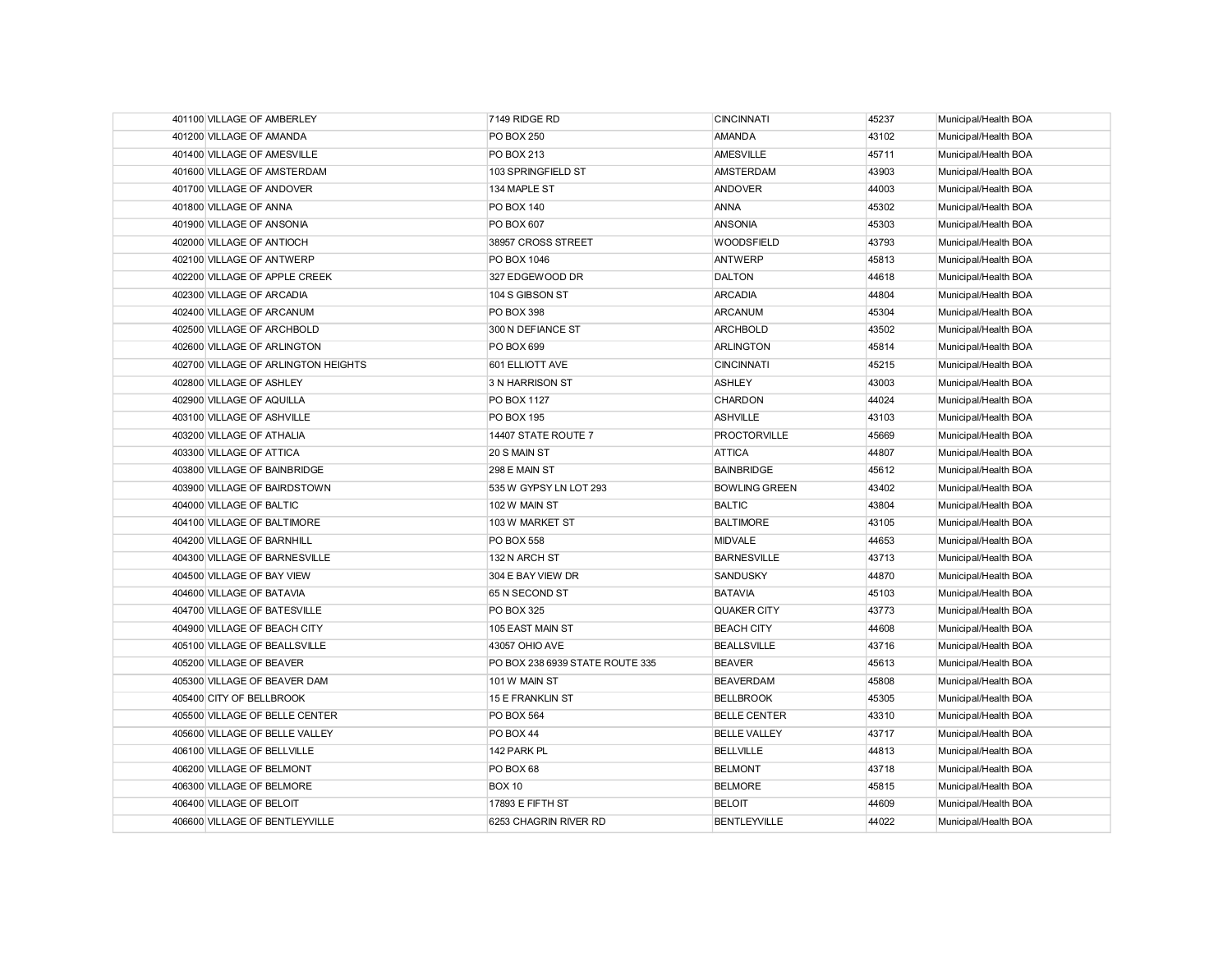| | | | | |
|---|---|---|---|---|
| 401100 | VILLAGE OF AMBERLEY | 7149 RIDGE RD | CINCINNATI | 45237 | Municipal/Health BOA |
| 401200 | VILLAGE OF AMANDA | PO BOX 250 | AMANDA | 43102 | Municipal/Health BOA |
| 401400 | VILLAGE OF AMESVILLE | PO BOX 213 | AMESVILLE | 45711 | Municipal/Health BOA |
| 401600 | VILLAGE OF AMSTERDAM | 103 SPRINGFIELD ST | AMSTERDAM | 43903 | Municipal/Health BOA |
| 401700 | VILLAGE OF ANDOVER | 134 MAPLE ST | ANDOVER | 44003 | Municipal/Health BOA |
| 401800 | VILLAGE OF ANNA | PO BOX 140 | ANNA | 45302 | Municipal/Health BOA |
| 401900 | VILLAGE OF ANSONIA | PO BOX 607 | ANSONIA | 45303 | Municipal/Health BOA |
| 402000 | VILLAGE OF ANTIOCH | 38957 CROSS STREET | WOODSFIELD | 43793 | Municipal/Health BOA |
| 402100 | VILLAGE OF ANTWERP | PO BOX 1046 | ANTWERP | 45813 | Municipal/Health BOA |
| 402200 | VILLAGE OF APPLE CREEK | 327 EDGEWOOD DR | DALTON | 44618 | Municipal/Health BOA |
| 402300 | VILLAGE OF ARCADIA | 104 S GIBSON ST | ARCADIA | 44804 | Municipal/Health BOA |
| 402400 | VILLAGE OF ARCANUM | PO BOX 398 | ARCANUM | 45304 | Municipal/Health BOA |
| 402500 | VILLAGE OF ARCHBOLD | 300 N DEFIANCE ST | ARCHBOLD | 43502 | Municipal/Health BOA |
| 402600 | VILLAGE OF ARLINGTON | PO BOX 699 | ARLINGTON | 45814 | Municipal/Health BOA |
| 402700 | VILLAGE OF ARLINGTON HEIGHTS | 601 ELLIOTT AVE | CINCINNATI | 45215 | Municipal/Health BOA |
| 402800 | VILLAGE OF ASHLEY | 3 N HARRISON ST | ASHLEY | 43003 | Municipal/Health BOA |
| 402900 | VILLAGE OF AQUILLA | PO BOX 1127 | CHARDON | 44024 | Municipal/Health BOA |
| 403100 | VILLAGE OF ASHVILLE | PO BOX 195 | ASHVILLE | 43103 | Municipal/Health BOA |
| 403200 | VILLAGE OF ATHALIA | 14407 STATE ROUTE 7 | PROCTORVILLE | 45669 | Municipal/Health BOA |
| 403300 | VILLAGE OF ATTICA | 20 S MAIN ST | ATTICA | 44807 | Municipal/Health BOA |
| 403800 | VILLAGE OF BAINBRIDGE | 298 E MAIN ST | BAINBRIDGE | 45612 | Municipal/Health BOA |
| 403900 | VILLAGE OF BAIRDSTOWN | 535 W GYPSY LN LOT 293 | BOWLING GREEN | 43402 | Municipal/Health BOA |
| 404000 | VILLAGE OF BALTIC | 102 W MAIN ST | BALTIC | 43804 | Municipal/Health BOA |
| 404100 | VILLAGE OF BALTIMORE | 103 W MARKET ST | BALTIMORE | 43105 | Municipal/Health BOA |
| 404200 | VILLAGE OF BARNHILL | PO BOX 558 | MIDVALE | 44653 | Municipal/Health BOA |
| 404300 | VILLAGE OF BARNESVILLE | 132 N ARCH ST | BARNESVILLE | 43713 | Municipal/Health BOA |
| 404500 | VILLAGE OF BAY VIEW | 304 E BAY VIEW DR | SANDUSKY | 44870 | Municipal/Health BOA |
| 404600 | VILLAGE OF BATAVIA | 65 N SECOND ST | BATAVIA | 45103 | Municipal/Health BOA |
| 404700 | VILLAGE OF BATESVILLE | PO BOX 325 | QUAKER CITY | 43773 | Municipal/Health BOA |
| 404900 | VILLAGE OF BEACH CITY | 105 EAST MAIN ST | BEACH CITY | 44608 | Municipal/Health BOA |
| 405100 | VILLAGE OF BEALLSVILLE | 43057 OHIO AVE | BEALLSVILLE | 43716 | Municipal/Health BOA |
| 405200 | VILLAGE OF BEAVER | PO BOX 238 6939 STATE ROUTE 335 | BEAVER | 45613 | Municipal/Health BOA |
| 405300 | VILLAGE OF BEAVER DAM | 101 W MAIN ST | BEAVERDAM | 45808 | Municipal/Health BOA |
| 405400 | CITY OF BELLBROOK | 15 E FRANKLIN ST | BELLBROOK | 45305 | Municipal/Health BOA |
| 405500 | VILLAGE OF BELLE CENTER | PO BOX 564 | BELLE CENTER | 43310 | Municipal/Health BOA |
| 405600 | VILLAGE OF BELLE VALLEY | PO BOX 44 | BELLE VALLEY | 43717 | Municipal/Health BOA |
| 406100 | VILLAGE OF BELLVILLE | 142 PARK PL | BELLVILLE | 44813 | Municipal/Health BOA |
| 406200 | VILLAGE OF BELMONT | PO BOX 68 | BELMONT | 43718 | Municipal/Health BOA |
| 406300 | VILLAGE OF BELMORE | BOX 10 | BELMORE | 45815 | Municipal/Health BOA |
| 406400 | VILLAGE OF BELOIT | 17893 E FIFTH ST | BELOIT | 44609 | Municipal/Health BOA |
| 406600 | VILLAGE OF BENTLEYVILLE | 6253 CHAGRIN RIVER RD | BENTLEYVILLE | 44022 | Municipal/Health BOA |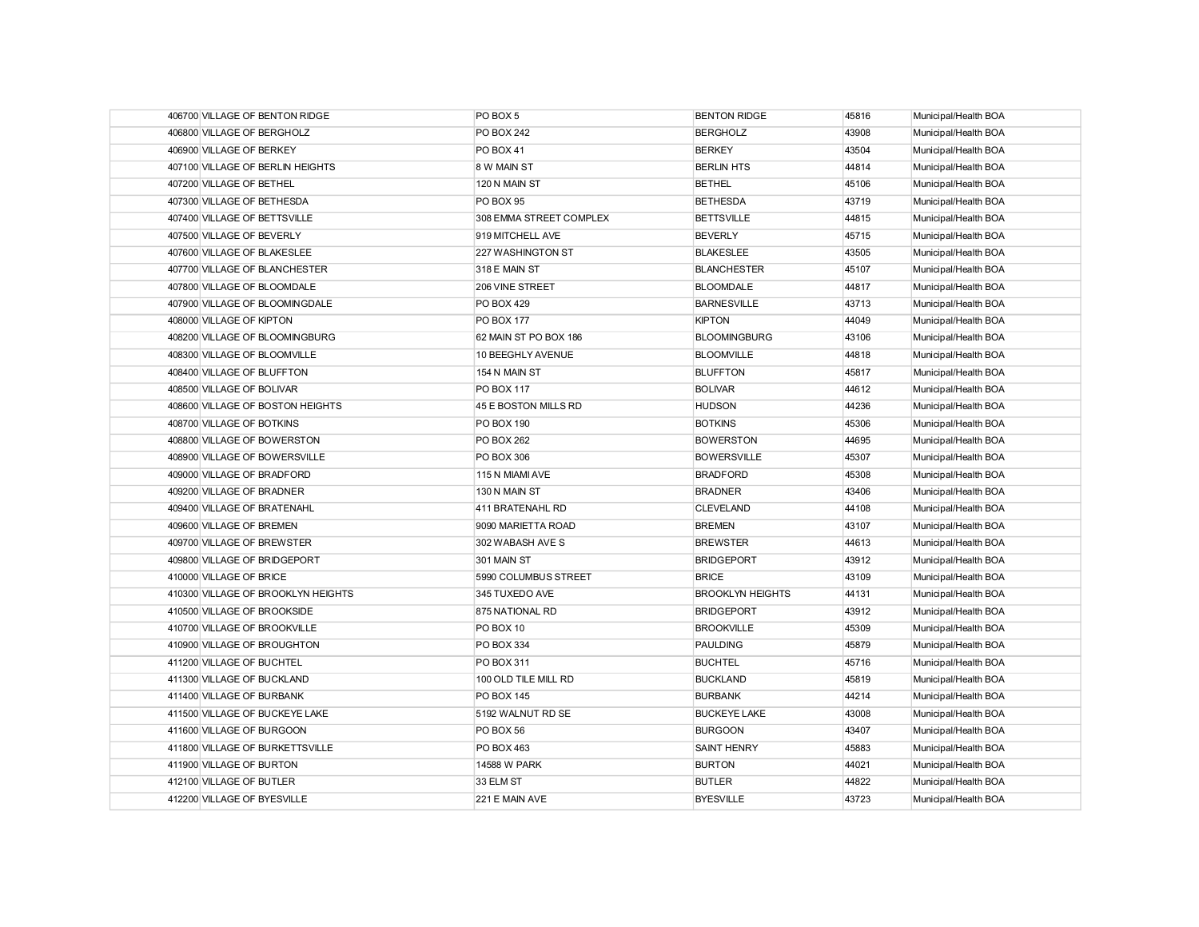| | | | | |
|---|---|---|---|---|
| 406700 | VILLAGE OF BENTON RIDGE | PO BOX 5 | BENTON RIDGE | 45816 | Municipal/Health BOA |
| 406800 | VILLAGE OF BERGHOLZ | PO BOX 242 | BERGHOLZ | 43908 | Municipal/Health BOA |
| 406900 | VILLAGE OF BERKEY | PO BOX 41 | BERKEY | 43504 | Municipal/Health BOA |
| 407100 | VILLAGE OF BERLIN HEIGHTS | 8 W MAIN ST | BERLIN HTS | 44814 | Municipal/Health BOA |
| 407200 | VILLAGE OF BETHEL | 120 N MAIN ST | BETHEL | 45106 | Municipal/Health BOA |
| 407300 | VILLAGE OF BETHESDA | PO BOX 95 | BETHESDA | 43719 | Municipal/Health BOA |
| 407400 | VILLAGE OF BETTSVILLE | 308 EMMA STREET COMPLEX | BETTSVILLE | 44815 | Municipal/Health BOA |
| 407500 | VILLAGE OF BEVERLY | 919 MITCHELL AVE | BEVERLY | 45715 | Municipal/Health BOA |
| 407600 | VILLAGE OF BLAKESLEE | 227 WASHINGTON ST | BLAKESLEE | 43505 | Municipal/Health BOA |
| 407700 | VILLAGE OF BLANCHESTER | 318 E MAIN ST | BLANCHESTER | 45107 | Municipal/Health BOA |
| 407800 | VILLAGE OF BLOOMDALE | 206 VINE STREET | BLOOMDALE | 44817 | Municipal/Health BOA |
| 407900 | VILLAGE OF BLOOMINGDALE | PO BOX 429 | BARNESVILLE | 43713 | Municipal/Health BOA |
| 408000 | VILLAGE OF KIPTON | PO BOX 177 | KIPTON | 44049 | Municipal/Health BOA |
| 408200 | VILLAGE OF BLOOMINGBURG | 62 MAIN ST PO BOX 186 | BLOOMINGBURG | 43106 | Municipal/Health BOA |
| 408300 | VILLAGE OF BLOOMVILLE | 10 BEEGHLY AVENUE | BLOOMVILLE | 44818 | Municipal/Health BOA |
| 408400 | VILLAGE OF BLUFFTON | 154 N MAIN ST | BLUFFTON | 45817 | Municipal/Health BOA |
| 408500 | VILLAGE OF BOLIVAR | PO BOX 117 | BOLIVAR | 44612 | Municipal/Health BOA |
| 408600 | VILLAGE OF BOSTON HEIGHTS | 45 E BOSTON MILLS RD | HUDSON | 44236 | Municipal/Health BOA |
| 408700 | VILLAGE OF BOTKINS | PO BOX 190 | BOTKINS | 45306 | Municipal/Health BOA |
| 408800 | VILLAGE OF BOWERSTON | PO BOX 262 | BOWERSTON | 44695 | Municipal/Health BOA |
| 408900 | VILLAGE OF BOWERSVILLE | PO BOX 306 | BOWERSVILLE | 45307 | Municipal/Health BOA |
| 409000 | VILLAGE OF BRADFORD | 115 N MIAMI AVE | BRADFORD | 45308 | Municipal/Health BOA |
| 409200 | VILLAGE OF BRADNER | 130 N MAIN ST | BRADNER | 43406 | Municipal/Health BOA |
| 409400 | VILLAGE OF BRATENAHL | 411 BRATENAHL RD | CLEVELAND | 44108 | Municipal/Health BOA |
| 409600 | VILLAGE OF BREMEN | 9090 MARIETTA ROAD | BREMEN | 43107 | Municipal/Health BOA |
| 409700 | VILLAGE OF BREWSTER | 302 WABASH AVE S | BREWSTER | 44613 | Municipal/Health BOA |
| 409800 | VILLAGE OF BRIDGEPORT | 301 MAIN ST | BRIDGEPORT | 43912 | Municipal/Health BOA |
| 410000 | VILLAGE OF BRICE | 5990 COLUMBUS STREET | BRICE | 43109 | Municipal/Health BOA |
| 410300 | VILLAGE OF BROOKLYN HEIGHTS | 345 TUXEDO AVE | BROOKLYN HEIGHTS | 44131 | Municipal/Health BOA |
| 410500 | VILLAGE OF BROOKSIDE | 875 NATIONAL RD | BRIDGEPORT | 43912 | Municipal/Health BOA |
| 410700 | VILLAGE OF BROOKVILLE | PO BOX 10 | BROOKVILLE | 45309 | Municipal/Health BOA |
| 410900 | VILLAGE OF BROUGHTON | PO BOX 334 | PAULDING | 45879 | Municipal/Health BOA |
| 411200 | VILLAGE OF BUCHTEL | PO BOX 311 | BUCHTEL | 45716 | Municipal/Health BOA |
| 411300 | VILLAGE OF BUCKLAND | 100 OLD TILE MILL RD | BUCKLAND | 45819 | Municipal/Health BOA |
| 411400 | VILLAGE OF BURBANK | PO BOX 145 | BURBANK | 44214 | Municipal/Health BOA |
| 411500 | VILLAGE OF BUCKEYE LAKE | 5192 WALNUT RD SE | BUCKEYE LAKE | 43008 | Municipal/Health BOA |
| 411600 | VILLAGE OF BURGOON | PO BOX 56 | BURGOON | 43407 | Municipal/Health BOA |
| 411800 | VILLAGE OF BURKETTSVILLE | PO BOX 463 | SAINT HENRY | 45883 | Municipal/Health BOA |
| 411900 | VILLAGE OF BURTON | 14588 W PARK | BURTON | 44021 | Municipal/Health BOA |
| 412100 | VILLAGE OF BUTLER | 33 ELM ST | BUTLER | 44822 | Municipal/Health BOA |
| 412200 | VILLAGE OF BYESVILLE | 221 E MAIN AVE | BYESVILLE | 43723 | Municipal/Health BOA |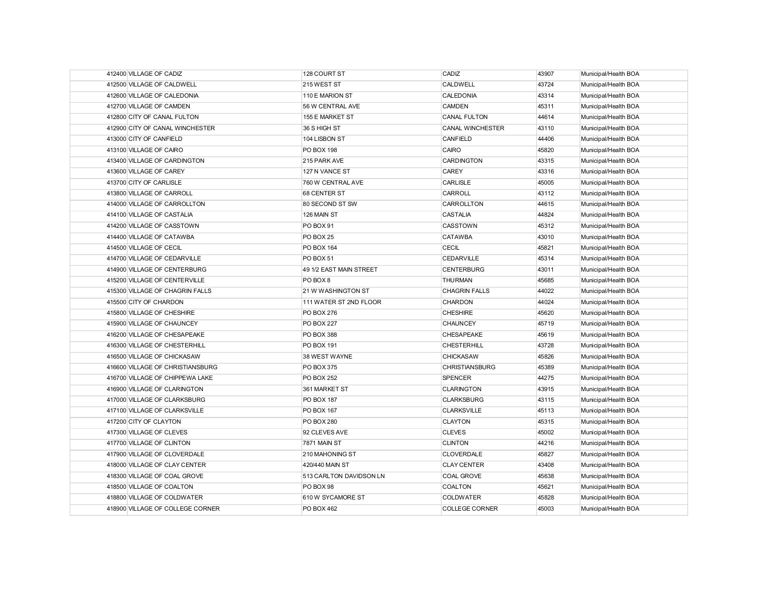| | | | | | |
|---|---|---|---|---|---|
| 412400 | VILLAGE OF CADIZ | 128 COURT ST | CADIZ | 43907 | Municipal/Health BOA |
| 412500 | VILLAGE OF CALDWELL | 215 WEST ST | CALDWELL | 43724 | Municipal/Health BOA |
| 412600 | VILLAGE OF CALEDONIA | 110 E MARION ST | CALEDONIA | 43314 | Municipal/Health BOA |
| 412700 | VILLAGE OF CAMDEN | 56 W CENTRAL AVE | CAMDEN | 45311 | Municipal/Health BOA |
| 412800 | CITY OF CANAL FULTON | 155 E MARKET ST | CANAL FULTON | 44614 | Municipal/Health BOA |
| 412900 | CITY OF CANAL WINCHESTER | 36 S HIGH ST | CANAL WINCHESTER | 43110 | Municipal/Health BOA |
| 413000 | CITY OF CANFIELD | 104 LISBON ST | CANFIELD | 44406 | Municipal/Health BOA |
| 413100 | VILLAGE OF CAIRO | PO BOX 198 | CAIRO | 45820 | Municipal/Health BOA |
| 413400 | VILLAGE OF CARDINGTON | 215 PARK AVE | CARDINGTON | 43315 | Municipal/Health BOA |
| 413600 | VILLAGE OF CAREY | 127 N VANCE ST | CAREY | 43316 | Municipal/Health BOA |
| 413700 | CITY OF CARLISLE | 760 W CENTRAL AVE | CARLISLE | 45005 | Municipal/Health BOA |
| 413800 | VILLAGE OF CARROLL | 68 CENTER ST | CARROLL | 43112 | Municipal/Health BOA |
| 414000 | VILLAGE OF CARROLLTON | 80 SECOND ST SW | CARROLLTON | 44615 | Municipal/Health BOA |
| 414100 | VILLAGE OF CASTALIA | 126 MAIN ST | CASTALIA | 44824 | Municipal/Health BOA |
| 414200 | VILLAGE OF CASSTOWN | PO BOX 91 | CASSTOWN | 45312 | Municipal/Health BOA |
| 414400 | VILLAGE OF CATAWBA | PO BOX 25 | CATAWBA | 43010 | Municipal/Health BOA |
| 414500 | VILLAGE OF CECIL | PO BOX 164 | CECIL | 45821 | Municipal/Health BOA |
| 414700 | VILLAGE OF CEDARVILLE | PO BOX 51 | CEDARVILLE | 45314 | Municipal/Health BOA |
| 414900 | VILLAGE OF CENTERBURG | 49 1/2 EAST MAIN STREET | CENTERBURG | 43011 | Municipal/Health BOA |
| 415200 | VILLAGE OF CENTERVILLE | PO BOX 8 | THURMAN | 45685 | Municipal/Health BOA |
| 415300 | VILLAGE OF CHAGRIN FALLS | 21 W WASHINGTON ST | CHAGRIN FALLS | 44022 | Municipal/Health BOA |
| 415500 | CITY OF CHARDON | 111 WATER ST 2ND FLOOR | CHARDON | 44024 | Municipal/Health BOA |
| 415800 | VILLAGE OF CHESHIRE | PO BOX 276 | CHESHIRE | 45620 | Municipal/Health BOA |
| 415900 | VILLAGE OF CHAUNCEY | PO BOX 227 | CHAUNCEY | 45719 | Municipal/Health BOA |
| 416200 | VILLAGE OF CHESAPEAKE | PO BOX 388 | CHESAPEAKE | 45619 | Municipal/Health BOA |
| 416300 | VILLAGE OF CHESTERHILL | PO BOX 191 | CHESTERHILL | 43728 | Municipal/Health BOA |
| 416500 | VILLAGE OF CHICKASAW | 38 WEST WAYNE | CHICKASAW | 45826 | Municipal/Health BOA |
| 416600 | VILLAGE OF CHRISTIANSBURG | PO BOX 375 | CHRISTIANSBURG | 45389 | Municipal/Health BOA |
| 416700 | VILLAGE OF CHIPPEWA LAKE | PO BOX 252 | SPENCER | 44275 | Municipal/Health BOA |
| 416900 | VILLAGE OF CLARINGTON | 361 MARKET ST | CLARINGTON | 43915 | Municipal/Health BOA |
| 417000 | VILLAGE OF CLARKSBURG | PO BOX 187 | CLARKSBURG | 43115 | Municipal/Health BOA |
| 417100 | VILLAGE OF CLARKSVILLE | PO BOX 167 | CLARKSVILLE | 45113 | Municipal/Health BOA |
| 417200 | CITY OF CLAYTON | PO BOX 280 | CLAYTON | 45315 | Municipal/Health BOA |
| 417300 | VILLAGE OF CLEVES | 92 CLEVES AVE | CLEVES | 45002 | Municipal/Health BOA |
| 417700 | VILLAGE OF CLINTON | 7871 MAIN ST | CLINTON | 44216 | Municipal/Health BOA |
| 417900 | VILLAGE OF CLOVERDALE | 210 MAHONING ST | CLOVERDALE | 45827 | Municipal/Health BOA |
| 418000 | VILLAGE OF CLAY CENTER | 420/440 MAIN ST | CLAY CENTER | 43408 | Municipal/Health BOA |
| 418300 | VILLAGE OF COAL GROVE | 513 CARLTON DAVIDSON LN | COAL GROVE | 45638 | Municipal/Health BOA |
| 418500 | VILLAGE OF COALTON | PO BOX 98 | COALTON | 45621 | Municipal/Health BOA |
| 418800 | VILLAGE OF COLDWATER | 610 W SYCAMORE ST | COLDWATER | 45828 | Municipal/Health BOA |
| 418900 | VILLAGE OF COLLEGE CORNER | PO BOX 462 | COLLEGE CORNER | 45003 | Municipal/Health BOA |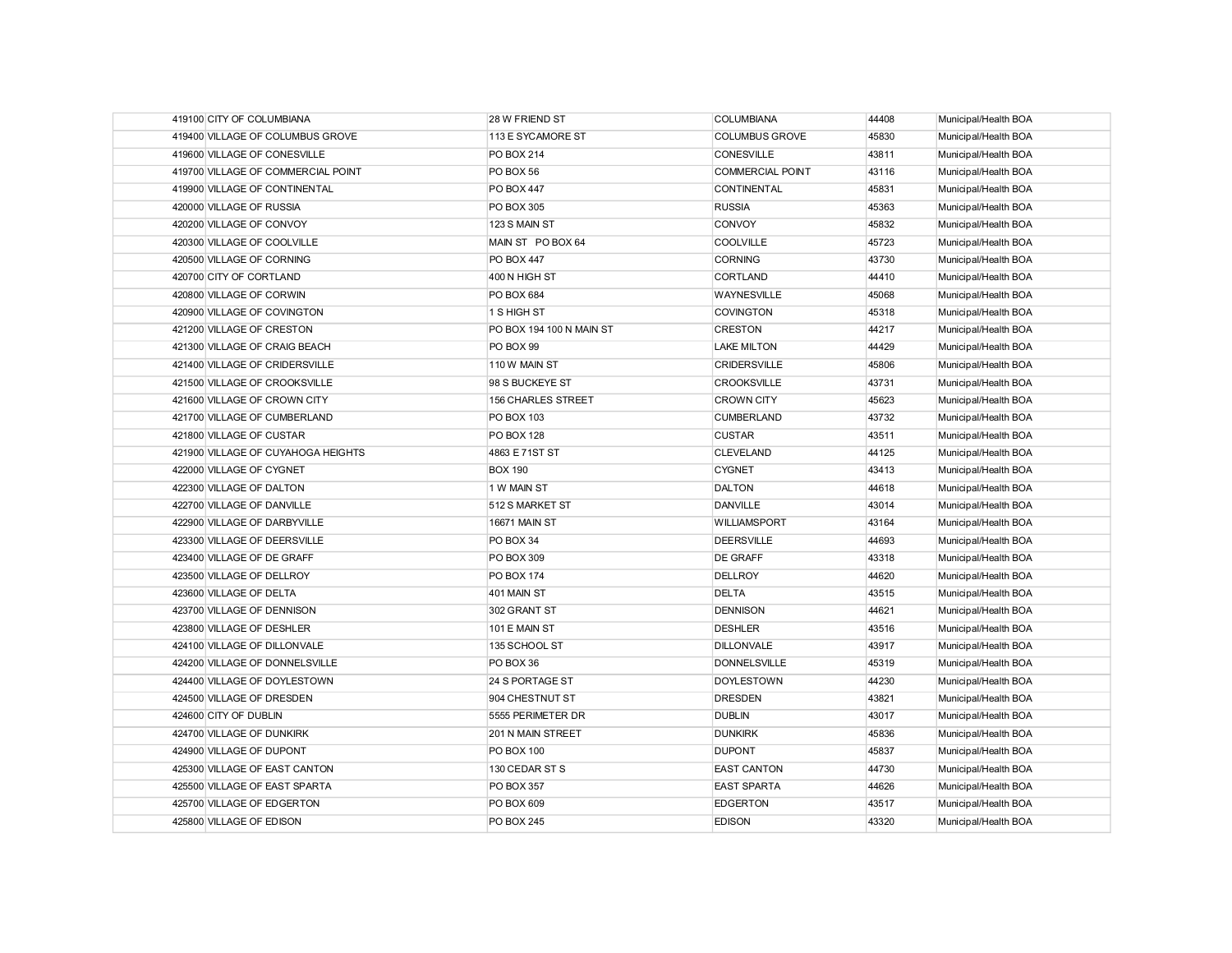| | | | | |
|---|---|---|---|---|
| 419100 | CITY OF COLUMBIANA | 28 W FRIEND ST | COLUMBIANA | 44408 | Municipal/Health BOA |
| 419400 | VILLAGE OF COLUMBUS GROVE | 113 E SYCAMORE ST | COLUMBUS GROVE | 45830 | Municipal/Health BOA |
| 419600 | VILLAGE OF CONESVILLE | PO BOX 214 | CONESVILLE | 43811 | Municipal/Health BOA |
| 419700 | VILLAGE OF COMMERCIAL POINT | PO BOX 56 | COMMERCIAL POINT | 43116 | Municipal/Health BOA |
| 419900 | VILLAGE OF CONTINENTAL | PO BOX 447 | CONTINENTAL | 45831 | Municipal/Health BOA |
| 420000 | VILLAGE OF RUSSIA | PO BOX 305 | RUSSIA | 45363 | Municipal/Health BOA |
| 420200 | VILLAGE OF CONVOY | 123 S MAIN ST | CONVOY | 45832 | Municipal/Health BOA |
| 420300 | VILLAGE OF COOLVILLE | MAIN ST PO BOX 64 | COOLVILLE | 45723 | Municipal/Health BOA |
| 420500 | VILLAGE OF CORNING | PO BOX 447 | CORNING | 43730 | Municipal/Health BOA |
| 420700 | CITY OF CORTLAND | 400 N HIGH ST | CORTLAND | 44410 | Municipal/Health BOA |
| 420800 | VILLAGE OF CORWIN | PO BOX 684 | WAYNESVILLE | 45068 | Municipal/Health BOA |
| 420900 | VILLAGE OF COVINGTON | 1 S HIGH ST | COVINGTON | 45318 | Municipal/Health BOA |
| 421200 | VILLAGE OF CRESTON | PO BOX 194 100 N MAIN ST | CRESTON | 44217 | Municipal/Health BOA |
| 421300 | VILLAGE OF CRAIG BEACH | PO BOX 99 | LAKE MILTON | 44429 | Municipal/Health BOA |
| 421400 | VILLAGE OF CRIDERSVILLE | 110 W MAIN ST | CRIDERSVILLE | 45806 | Municipal/Health BOA |
| 421500 | VILLAGE OF CROOKSVILLE | 98 S BUCKEYE ST | CROOKSVILLE | 43731 | Municipal/Health BOA |
| 421600 | VILLAGE OF CROWN CITY | 156 CHARLES STREET | CROWN CITY | 45623 | Municipal/Health BOA |
| 421700 | VILLAGE OF CUMBERLAND | PO BOX 103 | CUMBERLAND | 43732 | Municipal/Health BOA |
| 421800 | VILLAGE OF CUSTAR | PO BOX 128 | CUSTAR | 43511 | Municipal/Health BOA |
| 421900 | VILLAGE OF CUYAHOGA HEIGHTS | 4863 E 71ST ST | CLEVELAND | 44125 | Municipal/Health BOA |
| 422000 | VILLAGE OF CYGNET | BOX 190 | CYGNET | 43413 | Municipal/Health BOA |
| 422300 | VILLAGE OF DALTON | 1 W MAIN ST | DALTON | 44618 | Municipal/Health BOA |
| 422700 | VILLAGE OF DANVILLE | 512 S MARKET ST | DANVILLE | 43014 | Municipal/Health BOA |
| 422900 | VILLAGE OF DARBYVILLE | 16671 MAIN ST | WILLIAMSPORT | 43164 | Municipal/Health BOA |
| 423300 | VILLAGE OF DEERSVILLE | PO BOX 34 | DEERSVILLE | 44693 | Municipal/Health BOA |
| 423400 | VILLAGE OF DE GRAFF | PO BOX 309 | DE GRAFF | 43318 | Municipal/Health BOA |
| 423500 | VILLAGE OF DELLROY | PO BOX 174 | DELLROY | 44620 | Municipal/Health BOA |
| 423600 | VILLAGE OF DELTA | 401 MAIN ST | DELTA | 43515 | Municipal/Health BOA |
| 423700 | VILLAGE OF DENNISON | 302 GRANT ST | DENNISON | 44621 | Municipal/Health BOA |
| 423800 | VILLAGE OF DESHLER | 101 E MAIN ST | DESHLER | 43516 | Municipal/Health BOA |
| 424100 | VILLAGE OF DILLONVALE | 135 SCHOOL ST | DILLONVALE | 43917 | Municipal/Health BOA |
| 424200 | VILLAGE OF DONNELSVILLE | PO BOX 36 | DONNELSVILLE | 45319 | Municipal/Health BOA |
| 424400 | VILLAGE OF DOYLESTOWN | 24 S PORTAGE ST | DOYLESTOWN | 44230 | Municipal/Health BOA |
| 424500 | VILLAGE OF DRESDEN | 904 CHESTNUT ST | DRESDEN | 43821 | Municipal/Health BOA |
| 424600 | CITY OF DUBLIN | 5555 PERIMETER DR | DUBLIN | 43017 | Municipal/Health BOA |
| 424700 | VILLAGE OF DUNKIRK | 201 N MAIN STREET | DUNKIRK | 45836 | Municipal/Health BOA |
| 424900 | VILLAGE OF DUPONT | PO BOX 100 | DUPONT | 45837 | Municipal/Health BOA |
| 425300 | VILLAGE OF EAST CANTON | 130 CEDAR ST S | EAST CANTON | 44730 | Municipal/Health BOA |
| 425500 | VILLAGE OF EAST SPARTA | PO BOX 357 | EAST SPARTA | 44626 | Municipal/Health BOA |
| 425700 | VILLAGE OF EDGERTON | PO BOX 609 | EDGERTON | 43517 | Municipal/Health BOA |
| 425800 | VILLAGE OF EDISON | PO BOX 245 | EDISON | 43320 | Municipal/Health BOA |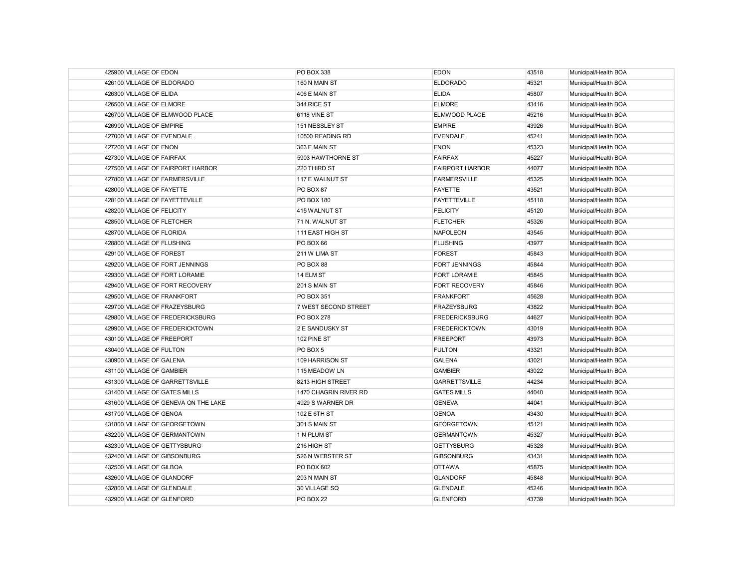| | | | | |
|---|---|---|---|---|
| 425900 VILLAGE OF EDON | PO BOX 338 | EDON | 43518 | Municipal/Health BOA |
| 426100 VILLAGE OF ELDORADO | 160 N MAIN ST | ELDORADO | 45321 | Municipal/Health BOA |
| 426300 VILLAGE OF ELIDA | 406 E MAIN ST | ELIDA | 45807 | Municipal/Health BOA |
| 426500 VILLAGE OF ELMORE | 344 RICE ST | ELMORE | 43416 | Municipal/Health BOA |
| 426700 VILLAGE OF ELMWOOD PLACE | 6118 VINE ST | ELMWOOD PLACE | 45216 | Municipal/Health BOA |
| 426900 VILLAGE OF EMPIRE | 151 NESSLEY ST | EMPIRE | 43926 | Municipal/Health BOA |
| 427000 VILLAGE OF EVENDALE | 10500 READING RD | EVENDALE | 45241 | Municipal/Health BOA |
| 427200 VILLAGE OF ENON | 363 E MAIN ST | ENON | 45323 | Municipal/Health BOA |
| 427300 VILLAGE OF FAIRFAX | 5903 HAWTHORNE ST | FAIRFAX | 45227 | Municipal/Health BOA |
| 427500 VILLAGE OF FAIRPORT HARBOR | 220 THIRD ST | FAIRPORT HARBOR | 44077 | Municipal/Health BOA |
| 427800 VILLAGE OF FARMERSVILLE | 117 E WALNUT ST | FARMERSVILLE | 45325 | Municipal/Health BOA |
| 428000 VILLAGE OF FAYETTE | PO BOX 87 | FAYETTE | 43521 | Municipal/Health BOA |
| 428100 VILLAGE OF FAYETTEVILLE | PO BOX 180 | FAYETTEVILLE | 45118 | Municipal/Health BOA |
| 428200 VILLAGE OF FELICITY | 415 WALNUT ST | FELICITY | 45120 | Municipal/Health BOA |
| 428500 VILLAGE OF FLETCHER | 71 N. WALNUT ST | FLETCHER | 45326 | Municipal/Health BOA |
| 428700 VILLAGE OF FLORIDA | 111 EAST HIGH ST | NAPOLEON | 43545 | Municipal/Health BOA |
| 428800 VILLAGE OF FLUSHING | PO BOX 66 | FLUSHING | 43977 | Municipal/Health BOA |
| 429100 VILLAGE OF FOREST | 211 W LIMA ST | FOREST | 45843 | Municipal/Health BOA |
| 429200 VILLAGE OF FORT JENNINGS | PO BOX 88 | FORT JENNINGS | 45844 | Municipal/Health BOA |
| 429300 VILLAGE OF FORT LORAMIE | 14 ELM ST | FORT LORAMIE | 45845 | Municipal/Health BOA |
| 429400 VILLAGE OF FORT RECOVERY | 201 S MAIN ST | FORT RECOVERY | 45846 | Municipal/Health BOA |
| 429500 VILLAGE OF FRANKFORT | PO BOX 351 | FRANKFORT | 45628 | Municipal/Health BOA |
| 429700 VILLAGE OF FRAZEYSBURG | 7 WEST SECOND STREET | FRAZEYSBURG | 43822 | Municipal/Health BOA |
| 429800 VILLAGE OF FREDERICKSBURG | PO BOX 278 | FREDERICKSBURG | 44627 | Municipal/Health BOA |
| 429900 VILLAGE OF FREDERICKTOWN | 2 E SANDUSKY ST | FREDERICKTOWN | 43019 | Municipal/Health BOA |
| 430100 VILLAGE OF FREEPORT | 102 PINE ST | FREEPORT | 43973 | Municipal/Health BOA |
| 430400 VILLAGE OF FULTON | PO BOX 5 | FULTON | 43321 | Municipal/Health BOA |
| 430900 VILLAGE OF GALENA | 109 HARRISON ST | GALENA | 43021 | Municipal/Health BOA |
| 431100 VILLAGE OF GAMBIER | 115 MEADOW LN | GAMBIER | 43022 | Municipal/Health BOA |
| 431300 VILLAGE OF GARRETTSVILLE | 8213 HIGH STREET | GARRETTSVILLE | 44234 | Municipal/Health BOA |
| 431400 VILLAGE OF GATES MILLS | 1470 CHAGRIN RIVER RD | GATES MILLS | 44040 | Municipal/Health BOA |
| 431600 VILLAGE OF GENEVA ON THE LAKE | 4929 S WARNER DR | GENEVA | 44041 | Municipal/Health BOA |
| 431700 VILLAGE OF GENOA | 102 E 6TH ST | GENOA | 43430 | Municipal/Health BOA |
| 431800 VILLAGE OF GEORGETOWN | 301 S MAIN ST | GEORGETOWN | 45121 | Municipal/Health BOA |
| 432200 VILLAGE OF GERMANTOWN | 1 N PLUM ST | GERMANTOWN | 45327 | Municipal/Health BOA |
| 432300 VILLAGE OF GETTYSBURG | 216 HIGH ST | GETTYSBURG | 45328 | Municipal/Health BOA |
| 432400 VILLAGE OF GIBSONBURG | 526 N WEBSTER ST | GIBSONBURG | 43431 | Municipal/Health BOA |
| 432500 VILLAGE OF GILBOA | PO BOX 602 | OTTAWA | 45875 | Municipal/Health BOA |
| 432600 VILLAGE OF GLANDORF | 203 N MAIN ST | GLANDORF | 45848 | Municipal/Health BOA |
| 432800 VILLAGE OF GLENDALE | 30 VILLAGE SQ | GLENDALE | 45246 | Municipal/Health BOA |
| 432900 VILLAGE OF GLENFORD | PO BOX 22 | GLENFORD | 43739 | Municipal/Health BOA |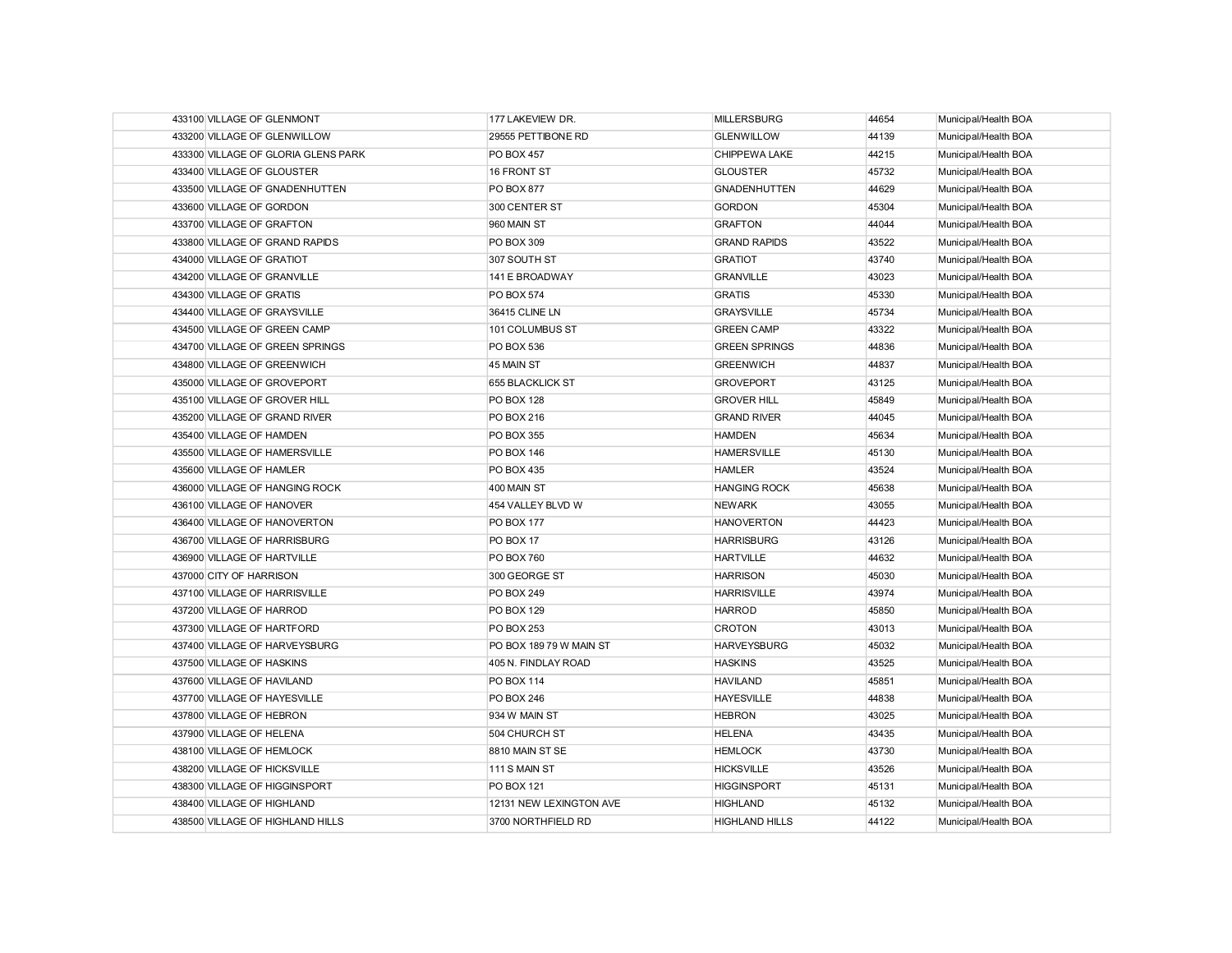| | | | | |
|---|---|---|---|---|
| 433100 VILLAGE OF GLENMONT | 177 LAKEVIEW DR. | MILLERSBURG | 44654 | Municipal/Health BOA |
| 433200 VILLAGE OF GLENWILLOW | 29555 PETTIBONE RD | GLENWILLOW | 44139 | Municipal/Health BOA |
| 433300 VILLAGE OF GLORIA GLENS PARK | PO BOX 457 | CHIPPEWA LAKE | 44215 | Municipal/Health BOA |
| 433400 VILLAGE OF GLOUSTER | 16 FRONT ST | GLOUSTER | 45732 | Municipal/Health BOA |
| 433500 VILLAGE OF GNADENHUTTEN | PO BOX 877 | GNADENHUTTEN | 44629 | Municipal/Health BOA |
| 433600 VILLAGE OF GORDON | 300 CENTER ST | GORDON | 45304 | Municipal/Health BOA |
| 433700 VILLAGE OF GRAFTON | 960 MAIN ST | GRAFTON | 44044 | Municipal/Health BOA |
| 433800 VILLAGE OF GRAND RAPIDS | PO BOX 309 | GRAND RAPIDS | 43522 | Municipal/Health BOA |
| 434000 VILLAGE OF GRATIOT | 307 SOUTH ST | GRATIOT | 43740 | Municipal/Health BOA |
| 434200 VILLAGE OF GRANVILLE | 141 E BROADWAY | GRANVILLE | 43023 | Municipal/Health BOA |
| 434300 VILLAGE OF GRATIS | PO BOX 574 | GRATIS | 45330 | Municipal/Health BOA |
| 434400 VILLAGE OF GRAYSVILLE | 36415 CLINE LN | GRAYSVILLE | 45734 | Municipal/Health BOA |
| 434500 VILLAGE OF GREEN CAMP | 101 COLUMBUS ST | GREEN CAMP | 43322 | Municipal/Health BOA |
| 434700 VILLAGE OF GREEN SPRINGS | PO BOX 536 | GREEN SPRINGS | 44836 | Municipal/Health BOA |
| 434800 VILLAGE OF GREENWICH | 45 MAIN ST | GREENWICH | 44837 | Municipal/Health BOA |
| 435000 VILLAGE OF GROVEPORT | 655 BLACKLICK ST | GROVEPORT | 43125 | Municipal/Health BOA |
| 435100 VILLAGE OF GROVER HILL | PO BOX 128 | GROVER HILL | 45849 | Municipal/Health BOA |
| 435200 VILLAGE OF GRAND RIVER | PO BOX 216 | GRAND RIVER | 44045 | Municipal/Health BOA |
| 435400 VILLAGE OF HAMDEN | PO BOX 355 | HAMDEN | 45634 | Municipal/Health BOA |
| 435500 VILLAGE OF HAMERSVILLE | PO BOX 146 | HAMERSVILLE | 45130 | Municipal/Health BOA |
| 435600 VILLAGE OF HAMLER | PO BOX 435 | HAMLER | 43524 | Municipal/Health BOA |
| 436000 VILLAGE OF HANGING ROCK | 400 MAIN ST | HANGING ROCK | 45638 | Municipal/Health BOA |
| 436100 VILLAGE OF HANOVER | 454 VALLEY BLVD W | NEWARK | 43055 | Municipal/Health BOA |
| 436400 VILLAGE OF HANOVERTON | PO BOX 177 | HANOVERTON | 44423 | Municipal/Health BOA |
| 436700 VILLAGE OF HARRISBURG | PO BOX 17 | HARRISBURG | 43126 | Municipal/Health BOA |
| 436900 VILLAGE OF HARTVILLE | PO BOX 760 | HARTVILLE | 44632 | Municipal/Health BOA |
| 437000 CITY OF HARRISON | 300 GEORGE ST | HARRISON | 45030 | Municipal/Health BOA |
| 437100 VILLAGE OF HARRISVILLE | PO BOX 249 | HARRISVILLE | 43974 | Municipal/Health BOA |
| 437200 VILLAGE OF HARROD | PO BOX 129 | HARROD | 45850 | Municipal/Health BOA |
| 437300 VILLAGE OF HARTFORD | PO BOX 253 | CROTON | 43013 | Municipal/Health BOA |
| 437400 VILLAGE OF HARVEYSBURG | PO BOX 189 79 W MAIN ST | HARVEYSBURG | 45032 | Municipal/Health BOA |
| 437500 VILLAGE OF HASKINS | 405 N. FINDLAY ROAD | HASKINS | 43525 | Municipal/Health BOA |
| 437600 VILLAGE OF HAVILAND | PO BOX 114 | HAVILAND | 45851 | Municipal/Health BOA |
| 437700 VILLAGE OF HAYESVILLE | PO BOX 246 | HAYESVILLE | 44838 | Municipal/Health BOA |
| 437800 VILLAGE OF HEBRON | 934 W MAIN ST | HEBRON | 43025 | Municipal/Health BOA |
| 437900 VILLAGE OF HELENA | 504 CHURCH ST | HELENA | 43435 | Municipal/Health BOA |
| 438100 VILLAGE OF HEMLOCK | 8810 MAIN ST SE | HEMLOCK | 43730 | Municipal/Health BOA |
| 438200 VILLAGE OF HICKSVILLE | 111 S MAIN ST | HICKSVILLE | 43526 | Municipal/Health BOA |
| 438300 VILLAGE OF HIGGINSPORT | PO BOX 121 | HIGGINSPORT | 45131 | Municipal/Health BOA |
| 438400 VILLAGE OF HIGHLAND | 12131 NEW LEXINGTON AVE | HIGHLAND | 45132 | Municipal/Health BOA |
| 438500 VILLAGE OF HIGHLAND HILLS | 3700 NORTHFIELD RD | HIGHLAND HILLS | 44122 | Municipal/Health BOA |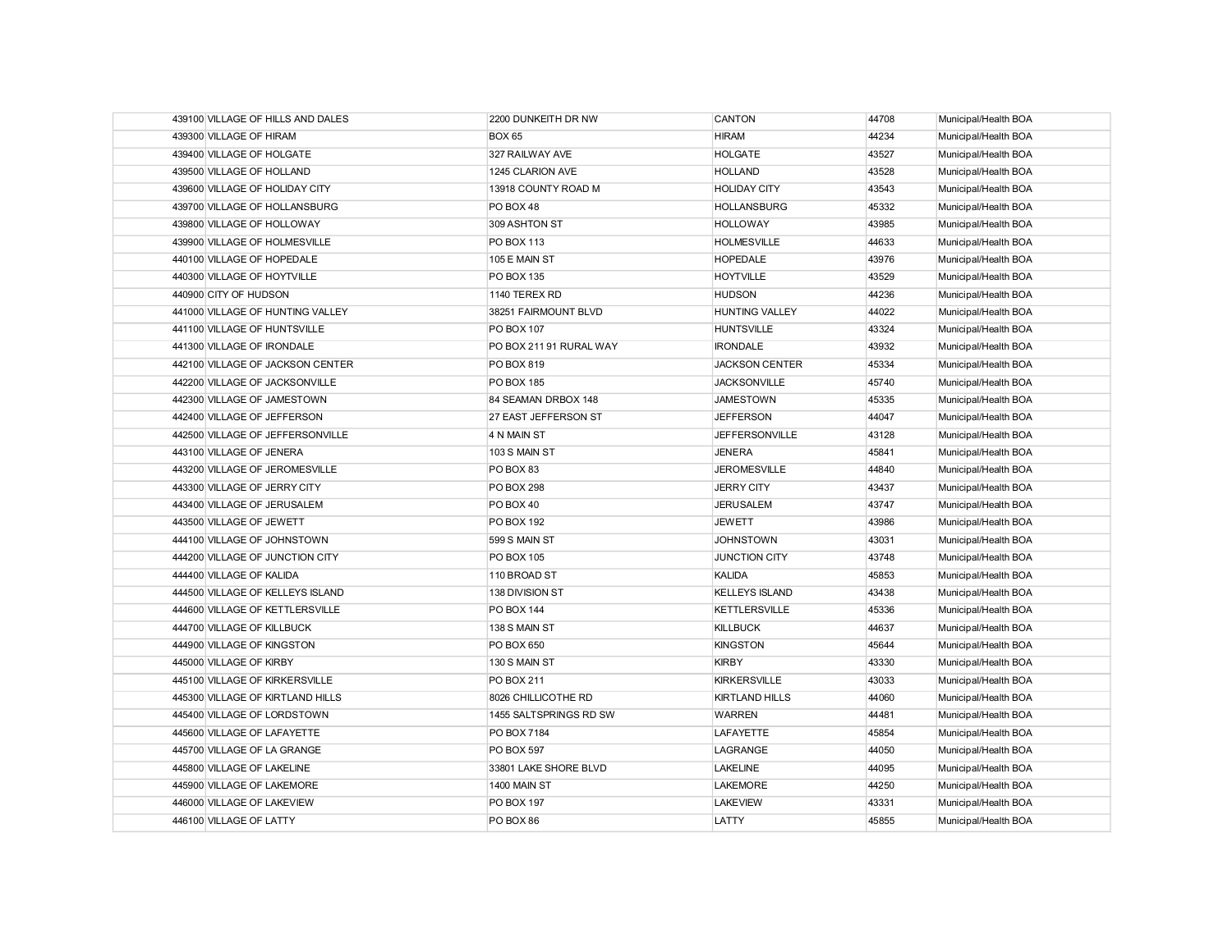| | | | | |
|---|---|---|---|---|
| 439100 VILLAGE OF HILLS AND DALES | 2200 DUNKEITH DR NW | CANTON | 44708 | Municipal/Health BOA |
| 439300 VILLAGE OF HIRAM | BOX 65 | HIRAM | 44234 | Municipal/Health BOA |
| 439400 VILLAGE OF HOLGATE | 327 RAILWAY AVE | HOLGATE | 43527 | Municipal/Health BOA |
| 439500 VILLAGE OF HOLLAND | 1245 CLARION AVE | HOLLAND | 43528 | Municipal/Health BOA |
| 439600 VILLAGE OF HOLIDAY CITY | 13918 COUNTY ROAD M | HOLIDAY CITY | 43543 | Municipal/Health BOA |
| 439700 VILLAGE OF HOLLANSBURG | PO BOX 48 | HOLLANSBURG | 45332 | Municipal/Health BOA |
| 439800 VILLAGE OF HOLLOWAY | 309 ASHTON ST | HOLLOWAY | 43985 | Municipal/Health BOA |
| 439900 VILLAGE OF HOLMESVILLE | PO BOX 113 | HOLMESVILLE | 44633 | Municipal/Health BOA |
| 440100 VILLAGE OF HOPEDALE | 105 E MAIN ST | HOPEDALE | 43976 | Municipal/Health BOA |
| 440300 VILLAGE OF HOYTVILLE | PO BOX 135 | HOYTVILLE | 43529 | Municipal/Health BOA |
| 440900 CITY OF HUDSON | 1140 TEREX RD | HUDSON | 44236 | Municipal/Health BOA |
| 441000 VILLAGE OF HUNTING VALLEY | 38251 FAIRMOUNT BLVD | HUNTING VALLEY | 44022 | Municipal/Health BOA |
| 441100 VILLAGE OF HUNTSVILLE | PO BOX 107 | HUNTSVILLE | 43324 | Municipal/Health BOA |
| 441300 VILLAGE OF IRONDALE | PO BOX 211 91 RURAL WAY | IRONDALE | 43932 | Municipal/Health BOA |
| 442100 VILLAGE OF JACKSON CENTER | PO BOX 819 | JACKSON CENTER | 45334 | Municipal/Health BOA |
| 442200 VILLAGE OF JACKSONVILLE | PO BOX 185 | JACKSONVILLE | 45740 | Municipal/Health BOA |
| 442300 VILLAGE OF JAMESTOWN | 84 SEAMAN DRBOX 148 | JAMESTOWN | 45335 | Municipal/Health BOA |
| 442400 VILLAGE OF JEFFERSON | 27 EAST JEFFERSON ST | JEFFERSON | 44047 | Municipal/Health BOA |
| 442500 VILLAGE OF JEFFERSONVILLE | 4 N MAIN ST | JEFFERSONVILLE | 43128 | Municipal/Health BOA |
| 443100 VILLAGE OF JENERA | 103 S MAIN ST | JENERA | 45841 | Municipal/Health BOA |
| 443200 VILLAGE OF JEROMESVILLE | PO BOX 83 | JEROMESVILLE | 44840 | Municipal/Health BOA |
| 443300 VILLAGE OF JERRY CITY | PO BOX 298 | JERRY CITY | 43437 | Municipal/Health BOA |
| 443400 VILLAGE OF JERUSALEM | PO BOX 40 | JERUSALEM | 43747 | Municipal/Health BOA |
| 443500 VILLAGE OF JEWETT | PO BOX 192 | JEWETT | 43986 | Municipal/Health BOA |
| 444100 VILLAGE OF JOHNSTOWN | 599 S MAIN ST | JOHNSTOWN | 43031 | Municipal/Health BOA |
| 444200 VILLAGE OF JUNCTION CITY | PO BOX 105 | JUNCTION CITY | 43748 | Municipal/Health BOA |
| 444400 VILLAGE OF KALIDA | 110 BROAD ST | KALIDA | 45853 | Municipal/Health BOA |
| 444500 VILLAGE OF KELLEYS ISLAND | 138 DIVISION ST | KELLEYS ISLAND | 43438 | Municipal/Health BOA |
| 444600 VILLAGE OF KETTLERSVILLE | PO BOX 144 | KETTLERSVILLE | 45336 | Municipal/Health BOA |
| 444700 VILLAGE OF KILLBUCK | 138 S MAIN ST | KILLBUCK | 44637 | Municipal/Health BOA |
| 444900 VILLAGE OF KINGSTON | PO BOX 650 | KINGSTON | 45644 | Municipal/Health BOA |
| 445000 VILLAGE OF KIRBY | 130 S MAIN ST | KIRBY | 43330 | Municipal/Health BOA |
| 445100 VILLAGE OF KIRKERSVILLE | PO BOX 211 | KIRKERSVILLE | 43033 | Municipal/Health BOA |
| 445300 VILLAGE OF KIRTLAND HILLS | 8026 CHILLICOTHE RD | KIRTLAND HILLS | 44060 | Municipal/Health BOA |
| 445400 VILLAGE OF LORDSTOWN | 1455 SALTSPRINGS RD SW | WARREN | 44481 | Municipal/Health BOA |
| 445600 VILLAGE OF LAFAYETTE | PO BOX 7184 | LAFAYETTE | 45854 | Municipal/Health BOA |
| 445700 VILLAGE OF LA GRANGE | PO BOX 597 | LAGRANGE | 44050 | Municipal/Health BOA |
| 445800 VILLAGE OF LAKELINE | 33801 LAKE SHORE BLVD | LAKELINE | 44095 | Municipal/Health BOA |
| 445900 VILLAGE OF LAKEMORE | 1400 MAIN ST | LAKEMORE | 44250 | Municipal/Health BOA |
| 446000 VILLAGE OF LAKEVIEW | PO BOX 197 | LAKEVIEW | 43331 | Municipal/Health BOA |
| 446100 VILLAGE OF LATTY | PO BOX 86 | LATTY | 45855 | Municipal/Health BOA |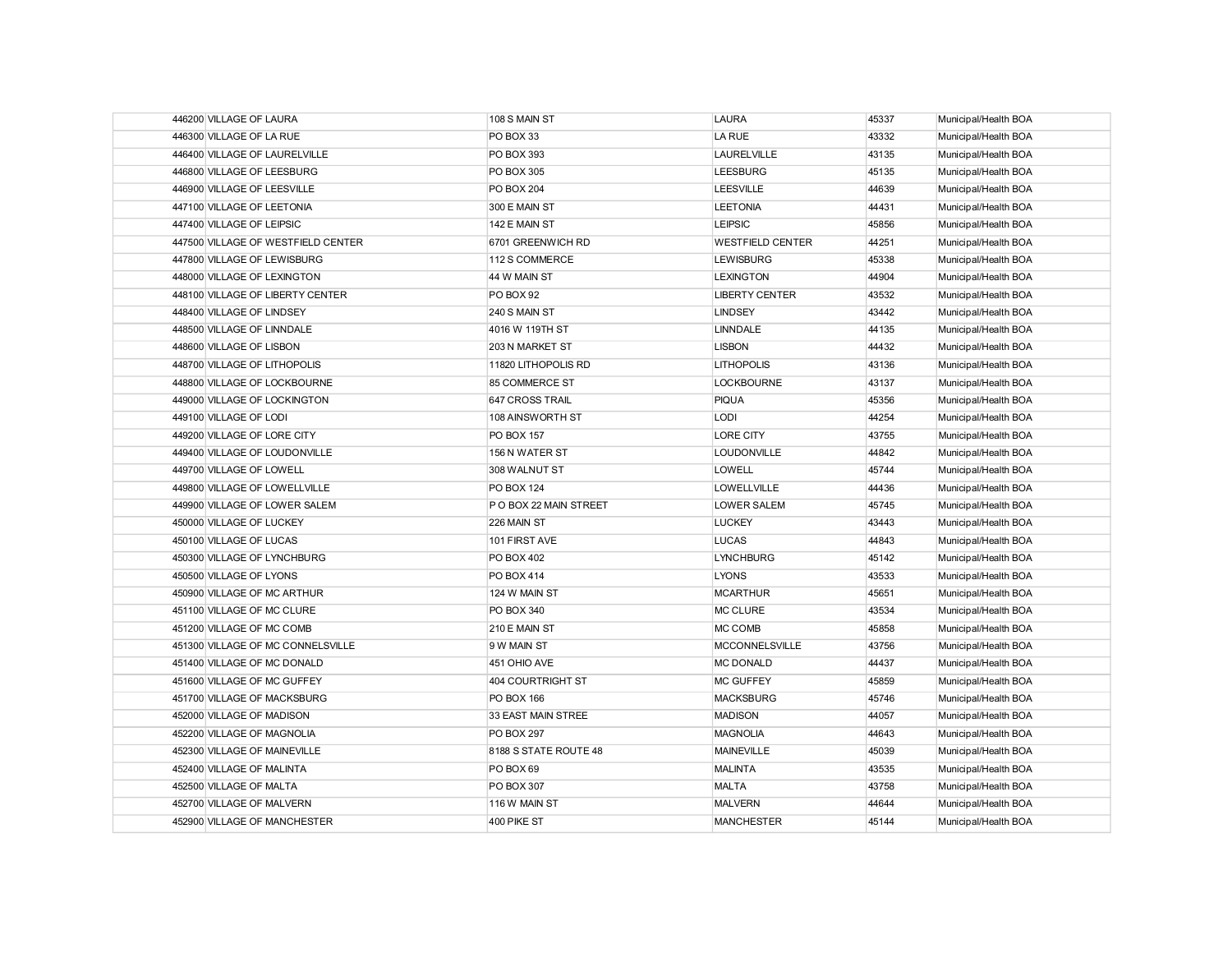| | | | | |
|---|---|---|---|---|
| 446200 | VILLAGE OF LAURA | 108 S MAIN ST | LAURA | 45337 | Municipal/Health BOA |
| 446300 | VILLAGE OF LA RUE | PO BOX 33 | LA RUE | 43332 | Municipal/Health BOA |
| 446400 | VILLAGE OF LAURELVILLE | PO BOX 393 | LAURELVILLE | 43135 | Municipal/Health BOA |
| 446800 | VILLAGE OF LEESBURG | PO BOX 305 | LEESBURG | 45135 | Municipal/Health BOA |
| 446900 | VILLAGE OF LEESVILLE | PO BOX 204 | LEESVILLE | 44639 | Municipal/Health BOA |
| 447100 | VILLAGE OF LEETONIA | 300 E MAIN ST | LEETONIA | 44431 | Municipal/Health BOA |
| 447400 | VILLAGE OF LEIPSIC | 142 E MAIN ST | LEIPSIC | 45856 | Municipal/Health BOA |
| 447500 | VILLAGE OF WESTFIELD CENTER | 6701 GREENWICH RD | WESTFIELD CENTER | 44251 | Municipal/Health BOA |
| 447800 | VILLAGE OF LEWISBURG | 112 S COMMERCE | LEWISBURG | 45338 | Municipal/Health BOA |
| 448000 | VILLAGE OF LEXINGTON | 44 W MAIN ST | LEXINGTON | 44904 | Municipal/Health BOA |
| 448100 | VILLAGE OF LIBERTY CENTER | PO BOX 92 | LIBERTY CENTER | 43532 | Municipal/Health BOA |
| 448400 | VILLAGE OF LINDSEY | 240 S MAIN ST | LINDSEY | 43442 | Municipal/Health BOA |
| 448500 | VILLAGE OF LINNDALE | 4016 W 119TH ST | LINNDALE | 44135 | Municipal/Health BOA |
| 448600 | VILLAGE OF LISBON | 203 N MARKET ST | LISBON | 44432 | Municipal/Health BOA |
| 448700 | VILLAGE OF LITHOPOLIS | 11820 LITHOPOLIS RD | LITHOPOLIS | 43136 | Municipal/Health BOA |
| 448800 | VILLAGE OF LOCKBOURNE | 85 COMMERCE ST | LOCKBOURNE | 43137 | Municipal/Health BOA |
| 449000 | VILLAGE OF LOCKINGTON | 647 CROSS TRAIL | PIQUA | 45356 | Municipal/Health BOA |
| 449100 | VILLAGE OF LODI | 108 AINSWORTH ST | LODI | 44254 | Municipal/Health BOA |
| 449200 | VILLAGE OF LORE CITY | PO BOX 157 | LORE CITY | 43755 | Municipal/Health BOA |
| 449400 | VILLAGE OF LOUDONVILLE | 156 N WATER ST | LOUDONVILLE | 44842 | Municipal/Health BOA |
| 449700 | VILLAGE OF LOWELL | 308 WALNUT ST | LOWELL | 45744 | Municipal/Health BOA |
| 449800 | VILLAGE OF LOWELLVILLE | PO BOX 124 | LOWELLVILLE | 44436 | Municipal/Health BOA |
| 449900 | VILLAGE OF LOWER SALEM | P O BOX 22 MAIN STREET | LOWER SALEM | 45745 | Municipal/Health BOA |
| 450000 | VILLAGE OF LUCKEY | 226 MAIN ST | LUCKEY | 43443 | Municipal/Health BOA |
| 450100 | VILLAGE OF LUCAS | 101 FIRST AVE | LUCAS | 44843 | Municipal/Health BOA |
| 450300 | VILLAGE OF LYNCHBURG | PO BOX 402 | LYNCHBURG | 45142 | Municipal/Health BOA |
| 450500 | VILLAGE OF LYONS | PO BOX 414 | LYONS | 43533 | Municipal/Health BOA |
| 450900 | VILLAGE OF MC ARTHUR | 124 W MAIN ST | MCARTHUR | 45651 | Municipal/Health BOA |
| 451100 | VILLAGE OF MC CLURE | PO BOX 340 | MC CLURE | 43534 | Municipal/Health BOA |
| 451200 | VILLAGE OF MC COMB | 210 E MAIN ST | MC COMB | 45858 | Municipal/Health BOA |
| 451300 | VILLAGE OF MC CONNELSVILLE | 9 W MAIN ST | MCCONNELSVILLE | 43756 | Municipal/Health BOA |
| 451400 | VILLAGE OF MC DONALD | 451 OHIO AVE | MC DONALD | 44437 | Municipal/Health BOA |
| 451600 | VILLAGE OF MC GUFFEY | 404 COURTRIGHT ST | MC GUFFEY | 45859 | Municipal/Health BOA |
| 451700 | VILLAGE OF MACKSBURG | PO BOX 166 | MACKSBURG | 45746 | Municipal/Health BOA |
| 452000 | VILLAGE OF MADISON | 33 EAST MAIN STREE | MADISON | 44057 | Municipal/Health BOA |
| 452200 | VILLAGE OF MAGNOLIA | PO BOX 297 | MAGNOLIA | 44643 | Municipal/Health BOA |
| 452300 | VILLAGE OF MAINEVILLE | 8188 S STATE ROUTE 48 | MAINEVILLE | 45039 | Municipal/Health BOA |
| 452400 | VILLAGE OF MALINTA | PO BOX 69 | MALINTA | 43535 | Municipal/Health BOA |
| 452500 | VILLAGE OF MALTA | PO BOX 307 | MALTA | 43758 | Municipal/Health BOA |
| 452700 | VILLAGE OF MALVERN | 116 W MAIN ST | MALVERN | 44644 | Municipal/Health BOA |
| 452900 | VILLAGE OF MANCHESTER | 400 PIKE ST | MANCHESTER | 45144 | Municipal/Health BOA |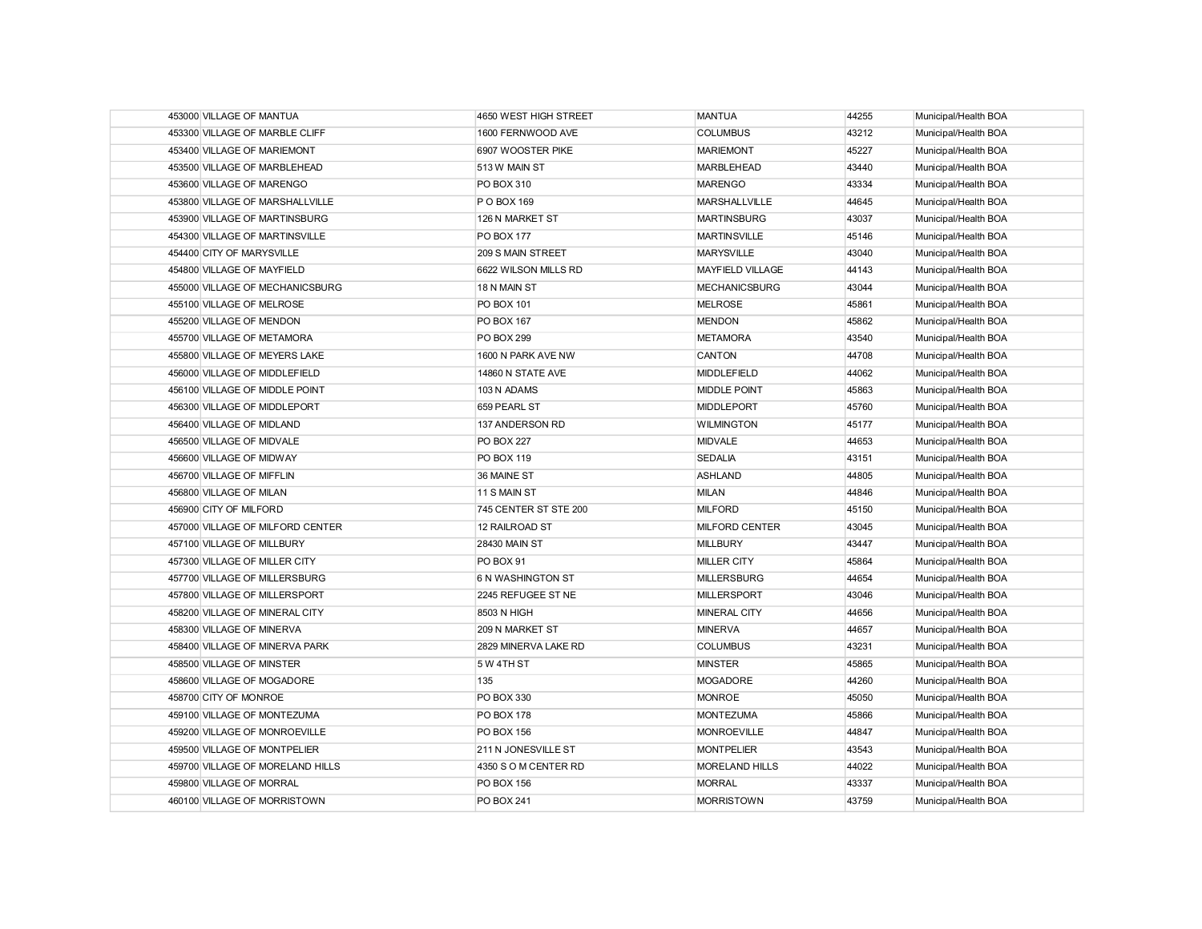| | | | | | |
|---|---|---|---|---|---|
| 453000 | VILLAGE OF MANTUA | 4650 WEST HIGH STREET | MANTUA | 44255 | Municipal/Health BOA |
| 453300 | VILLAGE OF MARBLE CLIFF | 1600 FERNWOOD AVE | COLUMBUS | 43212 | Municipal/Health BOA |
| 453400 | VILLAGE OF MARIEMONT | 6907 WOOSTER PIKE | MARIEMONT | 45227 | Municipal/Health BOA |
| 453500 | VILLAGE OF MARBLEHEAD | 513 W MAIN ST | MARBLEHEAD | 43440 | Municipal/Health BOA |
| 453600 | VILLAGE OF MARENGO | PO BOX 310 | MARENGO | 43334 | Municipal/Health BOA |
| 453800 | VILLAGE OF MARSHALLVILLE | P O BOX 169 | MARSHALLVILLE | 44645 | Municipal/Health BOA |
| 453900 | VILLAGE OF MARTINSBURG | 126 N MARKET ST | MARTINSBURG | 43037 | Municipal/Health BOA |
| 454300 | VILLAGE OF MARTINSVILLE | PO BOX 177 | MARTINSVILLE | 45146 | Municipal/Health BOA |
| 454400 | CITY OF MARYSVILLE | 209 S MAIN STREET | MARYSVILLE | 43040 | Municipal/Health BOA |
| 454800 | VILLAGE OF MAYFIELD | 6622 WILSON MILLS RD | MAYFIELD VILLAGE | 44143 | Municipal/Health BOA |
| 455000 | VILLAGE OF MECHANICSBURG | 18 N MAIN ST | MECHANICSBURG | 43044 | Municipal/Health BOA |
| 455100 | VILLAGE OF MELROSE | PO BOX 101 | MELROSE | 45861 | Municipal/Health BOA |
| 455200 | VILLAGE OF MENDON | PO BOX 167 | MENDON | 45862 | Municipal/Health BOA |
| 455700 | VILLAGE OF METAMORA | PO BOX 299 | METAMORA | 43540 | Municipal/Health BOA |
| 455800 | VILLAGE OF MEYERS LAKE | 1600 N PARK AVE NW | CANTON | 44708 | Municipal/Health BOA |
| 456000 | VILLAGE OF MIDDLEFIELD | 14860 N STATE AVE | MIDDLEFIELD | 44062 | Municipal/Health BOA |
| 456100 | VILLAGE OF MIDDLE POINT | 103 N ADAMS | MIDDLE POINT | 45863 | Municipal/Health BOA |
| 456300 | VILLAGE OF MIDDLEPORT | 659 PEARL ST | MIDDLEPORT | 45760 | Municipal/Health BOA |
| 456400 | VILLAGE OF MIDLAND | 137 ANDERSON RD | WILMINGTON | 45177 | Municipal/Health BOA |
| 456500 | VILLAGE OF MIDVALE | PO BOX 227 | MIDVALE | 44653 | Municipal/Health BOA |
| 456600 | VILLAGE OF MIDWAY | PO BOX 119 | SEDALIA | 43151 | Municipal/Health BOA |
| 456700 | VILLAGE OF MIFFLIN | 36 MAINE ST | ASHLAND | 44805 | Municipal/Health BOA |
| 456800 | VILLAGE OF MILAN | 11 S MAIN ST | MILAN | 44846 | Municipal/Health BOA |
| 456900 | CITY OF MILFORD | 745 CENTER ST STE 200 | MILFORD | 45150 | Municipal/Health BOA |
| 457000 | VILLAGE OF MILFORD CENTER | 12 RAILROAD ST | MILFORD CENTER | 43045 | Municipal/Health BOA |
| 457100 | VILLAGE OF MILLBURY | 28430 MAIN ST | MILLBURY | 43447 | Municipal/Health BOA |
| 457300 | VILLAGE OF MILLER CITY | PO BOX 91 | MILLER CITY | 45864 | Municipal/Health BOA |
| 457700 | VILLAGE OF MILLERSBURG | 6 N WASHINGTON ST | MILLERSBURG | 44654 | Municipal/Health BOA |
| 457800 | VILLAGE OF MILLERSPORT | 2245 REFUGEE ST NE | MILLERSPORT | 43046 | Municipal/Health BOA |
| 458200 | VILLAGE OF MINERAL CITY | 8503 N HIGH | MINERAL CITY | 44656 | Municipal/Health BOA |
| 458300 | VILLAGE OF MINERVA | 209 N MARKET ST | MINERVA | 44657 | Municipal/Health BOA |
| 458400 | VILLAGE OF MINERVA PARK | 2829 MINERVA LAKE RD | COLUMBUS | 43231 | Municipal/Health BOA |
| 458500 | VILLAGE OF MINSTER | 5 W 4TH ST | MINSTER | 45865 | Municipal/Health BOA |
| 458600 | VILLAGE OF MOGADORE | 135 | MOGADORE | 44260 | Municipal/Health BOA |
| 458700 | CITY OF MONROE | PO BOX 330 | MONROE | 45050 | Municipal/Health BOA |
| 459100 | VILLAGE OF MONTEZUMA | PO BOX 178 | MONTEZUMA | 45866 | Municipal/Health BOA |
| 459200 | VILLAGE OF MONROEVILLE | PO BOX 156 | MONROEVILLE | 44847 | Municipal/Health BOA |
| 459500 | VILLAGE OF MONTPELIER | 211 N JONESVILLE ST | MONTPELIER | 43543 | Municipal/Health BOA |
| 459700 | VILLAGE OF MORELAND HILLS | 4350 S O M CENTER RD | MORELAND HILLS | 44022 | Municipal/Health BOA |
| 459800 | VILLAGE OF MORRAL | PO BOX 156 | MORRAL | 43337 | Municipal/Health BOA |
| 460100 | VILLAGE OF MORRISTOWN | PO BOX 241 | MORRISTOWN | 43759 | Municipal/Health BOA |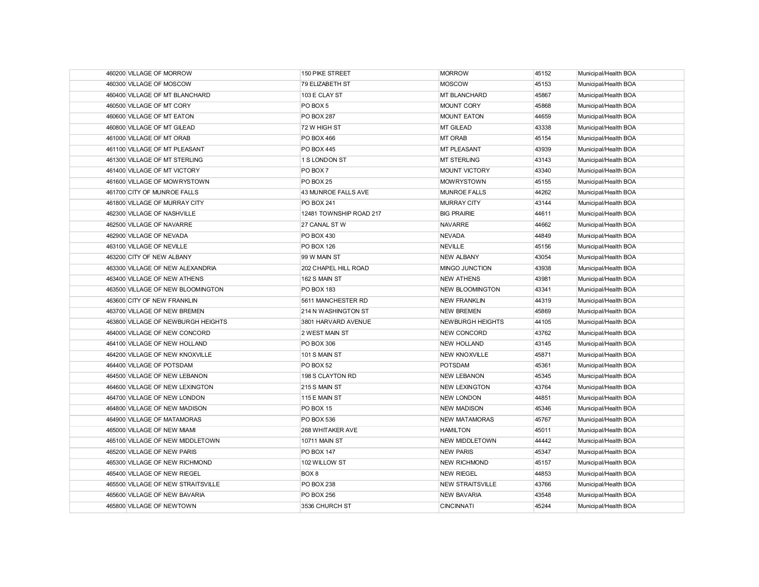| | | | | |
|---|---|---|---|---|
| 460200 VILLAGE OF MORROW | 150 PIKE STREET | MORROW | 45152 | Municipal/Health BOA |
| 460300 VILLAGE OF MOSCOW | 79 ELIZABETH ST | MOSCOW | 45153 | Municipal/Health BOA |
| 460400 VILLAGE OF MT BLANCHARD | 103 E CLAY ST | MT BLANCHARD | 45867 | Municipal/Health BOA |
| 460500 VILLAGE OF MT CORY | PO BOX 5 | MOUNT CORY | 45868 | Municipal/Health BOA |
| 460600 VILLAGE OF MT EATON | PO BOX 287 | MOUNT EATON | 44659 | Municipal/Health BOA |
| 460800 VILLAGE OF MT GILEAD | 72 W HIGH ST | MT GILEAD | 43338 | Municipal/Health BOA |
| 461000 VILLAGE OF MT ORAB | PO BOX 466 | MT ORAB | 45154 | Municipal/Health BOA |
| 461100 VILLAGE OF MT PLEASANT | PO BOX 445 | MT PLEASANT | 43939 | Municipal/Health BOA |
| 461300 VILLAGE OF MT STERLING | 1 S LONDON ST | MT STERLING | 43143 | Municipal/Health BOA |
| 461400 VILLAGE OF MT VICTORY | PO BOX 7 | MOUNT VICTORY | 43340 | Municipal/Health BOA |
| 461600 VILLAGE OF MOWRYSTOWN | PO BOX 25 | MOWRYSTOWN | 45155 | Municipal/Health BOA |
| 461700 CITY OF MUNROE FALLS | 43 MUNROE FALLS AVE | MUNROE FALLS | 44262 | Municipal/Health BOA |
| 461800 VILLAGE OF MURRAY CITY | PO BOX 241 | MURRAY CITY | 43144 | Municipal/Health BOA |
| 462300 VILLAGE OF NASHVILLE | 12481 TOWNSHIP ROAD 217 | BIG PRAIRIE | 44611 | Municipal/Health BOA |
| 462500 VILLAGE OF NAVARRE | 27 CANAL ST W | NAVARRE | 44662 | Municipal/Health BOA |
| 462900 VILLAGE OF NEVADA | PO BOX 430 | NEVADA | 44849 | Municipal/Health BOA |
| 463100 VILLAGE OF NEVILLE | PO BOX 126 | NEVILLE | 45156 | Municipal/Health BOA |
| 463200 CITY OF NEW ALBANY | 99 W MAIN ST | NEW ALBANY | 43054 | Municipal/Health BOA |
| 463300 VILLAGE OF NEW ALEXANDRIA | 202 CHAPEL HILL ROAD | MINGO JUNCTION | 43938 | Municipal/Health BOA |
| 463400 VILLAGE OF NEW ATHENS | 162 S MAIN ST | NEW ATHENS | 43981 | Municipal/Health BOA |
| 463500 VILLAGE OF NEW BLOOMINGTON | PO BOX 183 | NEW BLOOMINGTON | 43341 | Municipal/Health BOA |
| 463600 CITY OF NEW FRANKLIN | 5611 MANCHESTER RD | NEW FRANKLIN | 44319 | Municipal/Health BOA |
| 463700 VILLAGE OF NEW BREMEN | 214 N WASHINGTON ST | NEW BREMEN | 45869 | Municipal/Health BOA |
| 463800 VILLAGE OF NEWBURGH HEIGHTS | 3801 HARVARD AVENUE | NEWBURGH HEIGHTS | 44105 | Municipal/Health BOA |
| 464000 VILLAGE OF NEW CONCORD | 2 WEST MAIN ST | NEW CONCORD | 43762 | Municipal/Health BOA |
| 464100 VILLAGE OF NEW HOLLAND | PO BOX 306 | NEW HOLLAND | 43145 | Municipal/Health BOA |
| 464200 VILLAGE OF NEW KNOXVILLE | 101 S MAIN ST | NEW KNOXVILLE | 45871 | Municipal/Health BOA |
| 464400 VILLAGE OF POTSDAM | PO BOX 52 | POTSDAM | 45361 | Municipal/Health BOA |
| 464500 VILLAGE OF NEW LEBANON | 198 S CLAYTON RD | NEW LEBANON | 45345 | Municipal/Health BOA |
| 464600 VILLAGE OF NEW LEXINGTON | 215 S MAIN ST | NEW LEXINGTON | 43764 | Municipal/Health BOA |
| 464700 VILLAGE OF NEW LONDON | 115 E MAIN ST | NEW LONDON | 44851 | Municipal/Health BOA |
| 464800 VILLAGE OF NEW MADISON | PO BOX 15 | NEW MADISON | 45346 | Municipal/Health BOA |
| 464900 VILLAGE OF MATAMORAS | PO BOX 536 | NEW MATAMORAS | 45767 | Municipal/Health BOA |
| 465000 VILLAGE OF NEW MIAMI | 268 WHITAKER AVE | HAMILTON | 45011 | Municipal/Health BOA |
| 465100 VILLAGE OF NEW MIDDLETOWN | 10711 MAIN ST | NEW MIDDLETOWN | 44442 | Municipal/Health BOA |
| 465200 VILLAGE OF NEW PARIS | PO BOX 147 | NEW PARIS | 45347 | Municipal/Health BOA |
| 465300 VILLAGE OF NEW RICHMOND | 102 WILLOW ST | NEW RICHMOND | 45157 | Municipal/Health BOA |
| 465400 VILLAGE OF NEW RIEGEL | BOX 8 | NEW RIEGEL | 44853 | Municipal/Health BOA |
| 465500 VILLAGE OF NEW STRAITSVILLE | PO BOX 238 | NEW STRAITSVILLE | 43766 | Municipal/Health BOA |
| 465600 VILLAGE OF NEW BAVARIA | PO BOX 256 | NEW BAVARIA | 43548 | Municipal/Health BOA |
| 465800 VILLAGE OF NEWTOWN | 3536 CHURCH ST | CINCINNATI | 45244 | Municipal/Health BOA |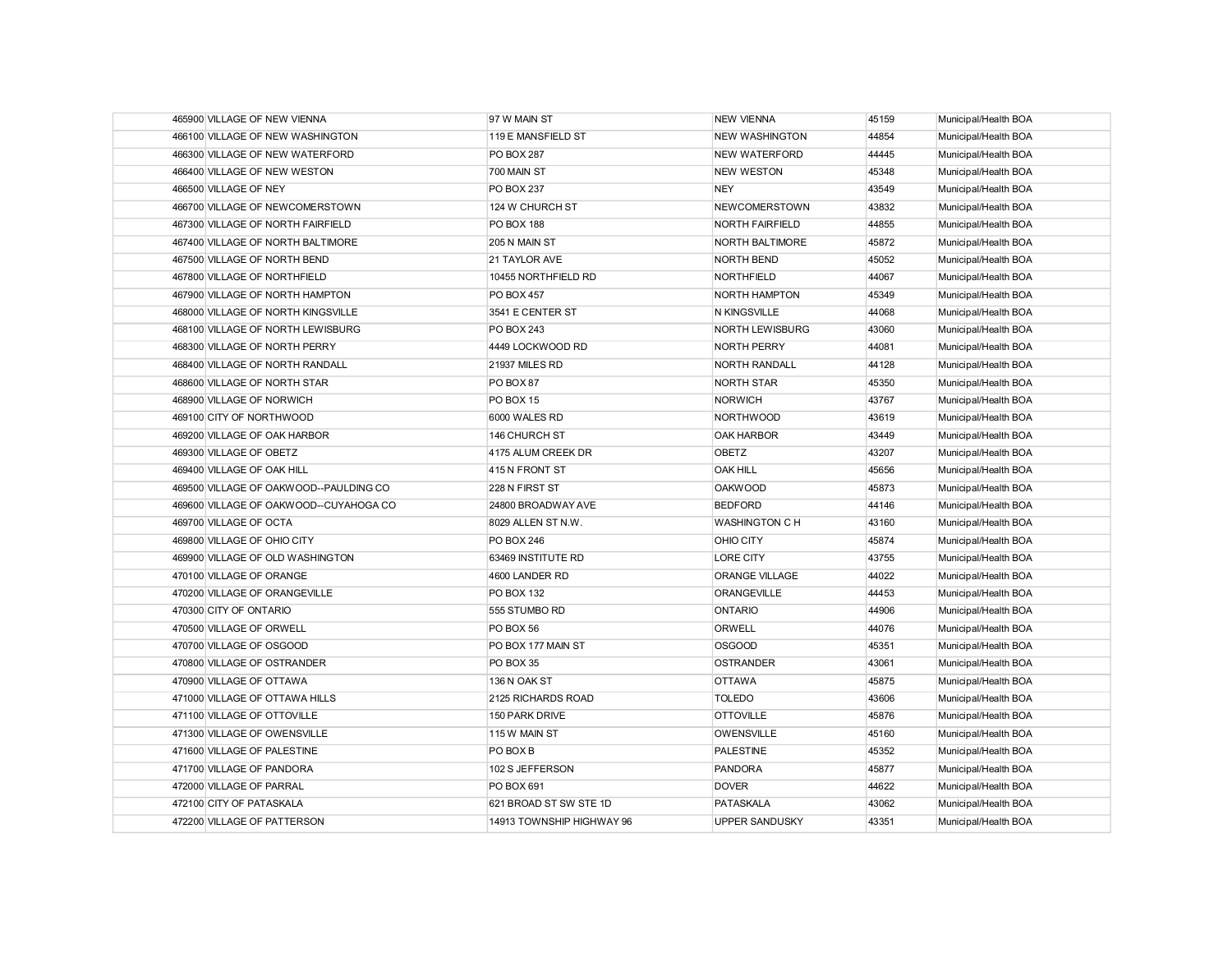| | | | | |
|---|---|---|---|---|
| 465900 VILLAGE OF NEW VIENNA | 97 W MAIN ST | NEW VIENNA | 45159 | Municipal/Health BOA |
| 466100 VILLAGE OF NEW WASHINGTON | 119 E MANSFIELD ST | NEW WASHINGTON | 44854 | Municipal/Health BOA |
| 466300 VILLAGE OF NEW WATERFORD | PO BOX 287 | NEW WATERFORD | 44445 | Municipal/Health BOA |
| 466400 VILLAGE OF NEW WESTON | 700 MAIN ST | NEW WESTON | 45348 | Municipal/Health BOA |
| 466500 VILLAGE OF NEY | PO BOX 237 | NEY | 43549 | Municipal/Health BOA |
| 466700 VILLAGE OF NEWCOMERSTOWN | 124 W CHURCH ST | NEWCOMERSTOWN | 43832 | Municipal/Health BOA |
| 467300 VILLAGE OF NORTH FAIRFIELD | PO BOX 188 | NORTH FAIRFIELD | 44855 | Municipal/Health BOA |
| 467400 VILLAGE OF NORTH BALTIMORE | 205 N MAIN ST | NORTH BALTIMORE | 45872 | Municipal/Health BOA |
| 467500 VILLAGE OF NORTH BEND | 21 TAYLOR AVE | NORTH BEND | 45052 | Municipal/Health BOA |
| 467800 VILLAGE OF NORTHFIELD | 10455 NORTHFIELD RD | NORTHFIELD | 44067 | Municipal/Health BOA |
| 467900 VILLAGE OF NORTH HAMPTON | PO BOX 457 | NORTH HAMPTON | 45349 | Municipal/Health BOA |
| 468000 VILLAGE OF NORTH KINGSVILLE | 3541 E CENTER ST | N KINGSVILLE | 44068 | Municipal/Health BOA |
| 468100 VILLAGE OF NORTH LEWISBURG | PO BOX 243 | NORTH LEWISBURG | 43060 | Municipal/Health BOA |
| 468300 VILLAGE OF NORTH PERRY | 4449 LOCKWOOD RD | NORTH PERRY | 44081 | Municipal/Health BOA |
| 468400 VILLAGE OF NORTH RANDALL | 21937 MILES RD | NORTH RANDALL | 44128 | Municipal/Health BOA |
| 468600 VILLAGE OF NORTH STAR | PO BOX 87 | NORTH STAR | 45350 | Municipal/Health BOA |
| 468900 VILLAGE OF NORWICH | PO BOX 15 | NORWICH | 43767 | Municipal/Health BOA |
| 469100 CITY OF NORTHWOOD | 6000 WALES RD | NORTHWOOD | 43619 | Municipal/Health BOA |
| 469200 VILLAGE OF OAK HARBOR | 146 CHURCH ST | OAK HARBOR | 43449 | Municipal/Health BOA |
| 469300 VILLAGE OF OBETZ | 4175 ALUM CREEK DR | OBETZ | 43207 | Municipal/Health BOA |
| 469400 VILLAGE OF OAK HILL | 415 N FRONT ST | OAK HILL | 45656 | Municipal/Health BOA |
| 469500 VILLAGE OF OAKWOOD--PAULDING CO | 228 N FIRST ST | OAKWOOD | 45873 | Municipal/Health BOA |
| 469600 VILLAGE OF OAKWOOD--CUYAHOGA CO | 24800 BROADWAY AVE | BEDFORD | 44146 | Municipal/Health BOA |
| 469700 VILLAGE OF OCTA | 8029 ALLEN ST N.W. | WASHINGTON C H | 43160 | Municipal/Health BOA |
| 469800 VILLAGE OF OHIO CITY | PO BOX 246 | OHIO CITY | 45874 | Municipal/Health BOA |
| 469900 VILLAGE OF OLD WASHINGTON | 63469 INSTITUTE RD | LORE CITY | 43755 | Municipal/Health BOA |
| 470100 VILLAGE OF ORANGE | 4600 LANDER RD | ORANGE VILLAGE | 44022 | Municipal/Health BOA |
| 470200 VILLAGE OF ORANGEVILLE | PO BOX 132 | ORANGEVILLE | 44453 | Municipal/Health BOA |
| 470300 CITY OF ONTARIO | 555 STUMBO RD | ONTARIO | 44906 | Municipal/Health BOA |
| 470500 VILLAGE OF ORWELL | PO BOX 56 | ORWELL | 44076 | Municipal/Health BOA |
| 470700 VILLAGE OF OSGOOD | PO BOX 177 MAIN ST | OSGOOD | 45351 | Municipal/Health BOA |
| 470800 VILLAGE OF OSTRANDER | PO BOX 35 | OSTRANDER | 43061 | Municipal/Health BOA |
| 470900 VILLAGE OF OTTAWA | 136 N OAK ST | OTTAWA | 45875 | Municipal/Health BOA |
| 471000 VILLAGE OF OTTAWA HILLS | 2125 RICHARDS ROAD | TOLEDO | 43606 | Municipal/Health BOA |
| 471100 VILLAGE OF OTTOVILLE | 150 PARK DRIVE | OTTOVILLE | 45876 | Municipal/Health BOA |
| 471300 VILLAGE OF OWENSVILLE | 115 W MAIN ST | OWENSVILLE | 45160 | Municipal/Health BOA |
| 471600 VILLAGE OF PALESTINE | PO BOX B | PALESTINE | 45352 | Municipal/Health BOA |
| 471700 VILLAGE OF PANDORA | 102 S JEFFERSON | PANDORA | 45877 | Municipal/Health BOA |
| 472000 VILLAGE OF PARRAL | PO BOX 691 | DOVER | 44622 | Municipal/Health BOA |
| 472100 CITY OF PATASKALA | 621 BROAD ST SW STE 1D | PATASKALA | 43062 | Municipal/Health BOA |
| 472200 VILLAGE OF PATTERSON | 14913 TOWNSHIP HIGHWAY 96 | UPPER SANDUSKY | 43351 | Municipal/Health BOA |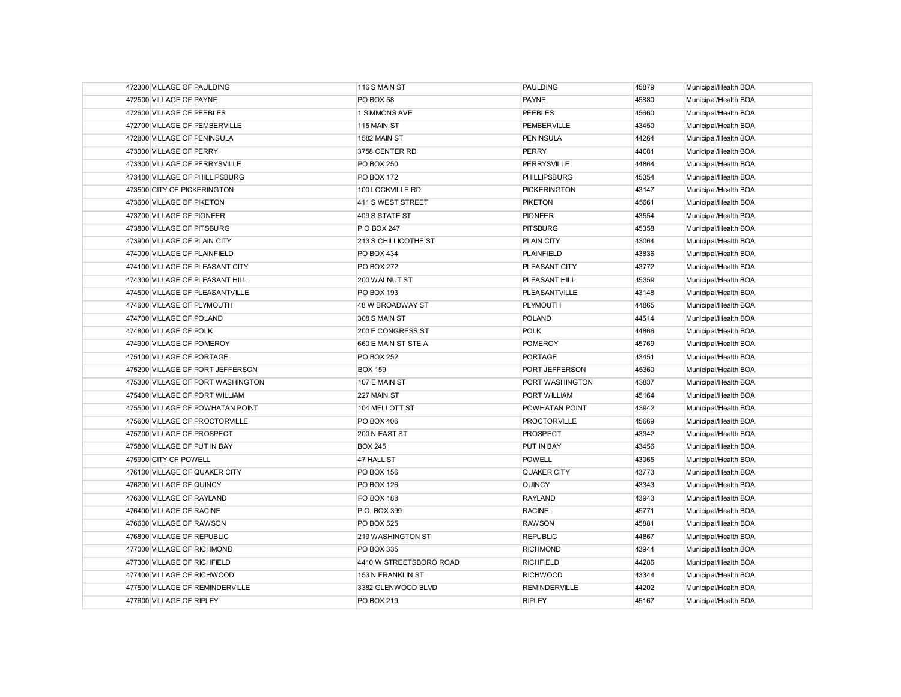| | | | | |
|---|---|---|---|---|
| 472300 | VILLAGE OF PAULDING | 116 S MAIN ST | PAULDING | 45879 | Municipal/Health BOA |
| 472500 | VILLAGE OF PAYNE | PO BOX 58 | PAYNE | 45880 | Municipal/Health BOA |
| 472600 | VILLAGE OF PEEBLES | 1 SIMMONS AVE | PEEBLES | 45660 | Municipal/Health BOA |
| 472700 | VILLAGE OF PEMBERVILLE | 115 MAIN ST | PEMBERVILLE | 43450 | Municipal/Health BOA |
| 472800 | VILLAGE OF PENINSULA | 1582 MAIN ST | PENINSULA | 44264 | Municipal/Health BOA |
| 473000 | VILLAGE OF PERRY | 3758 CENTER RD | PERRY | 44081 | Municipal/Health BOA |
| 473300 | VILLAGE OF PERRYSVILLE | PO BOX 250 | PERRYSVILLE | 44864 | Municipal/Health BOA |
| 473400 | VILLAGE OF PHILLIPSBURG | PO BOX 172 | PHILLIPSBURG | 45354 | Municipal/Health BOA |
| 473500 | CITY OF PICKERINGTON | 100 LOCKVILLE RD | PICKERINGTON | 43147 | Municipal/Health BOA |
| 473600 | VILLAGE OF PIKETON | 411 S WEST STREET | PIKETON | 45661 | Municipal/Health BOA |
| 473700 | VILLAGE OF PIONEER | 409 S STATE ST | PIONEER | 43554 | Municipal/Health BOA |
| 473800 | VILLAGE OF PITSBURG | P O BOX 247 | PITSBURG | 45358 | Municipal/Health BOA |
| 473900 | VILLAGE OF PLAIN CITY | 213 S CHILLICOTHE ST | PLAIN CITY | 43064 | Municipal/Health BOA |
| 474000 | VILLAGE OF PLAINFIELD | PO BOX 434 | PLAINFIELD | 43836 | Municipal/Health BOA |
| 474100 | VILLAGE OF PLEASANT CITY | PO BOX 272 | PLEASANT CITY | 43772 | Municipal/Health BOA |
| 474300 | VILLAGE OF PLEASANT HILL | 200 WALNUT ST | PLEASANT HILL | 45359 | Municipal/Health BOA |
| 474500 | VILLAGE OF PLEASANTVILLE | PO BOX 193 | PLEASANTVILLE | 43148 | Municipal/Health BOA |
| 474600 | VILLAGE OF PLYMOUTH | 48 W BROADWAY ST | PLYMOUTH | 44865 | Municipal/Health BOA |
| 474700 | VILLAGE OF POLAND | 308 S MAIN ST | POLAND | 44514 | Municipal/Health BOA |
| 474800 | VILLAGE OF POLK | 200 E CONGRESS ST | POLK | 44866 | Municipal/Health BOA |
| 474900 | VILLAGE OF POMEROY | 660 E MAIN ST STE A | POMEROY | 45769 | Municipal/Health BOA |
| 475100 | VILLAGE OF PORTAGE | PO BOX 252 | PORTAGE | 43451 | Municipal/Health BOA |
| 475200 | VILLAGE OF PORT JEFFERSON | BOX 159 | PORT JEFFERSON | 45360 | Municipal/Health BOA |
| 475300 | VILLAGE OF PORT WASHINGTON | 107 E MAIN ST | PORT WASHINGTON | 43837 | Municipal/Health BOA |
| 475400 | VILLAGE OF PORT WILLIAM | 227 MAIN ST | PORT WILLIAM | 45164 | Municipal/Health BOA |
| 475500 | VILLAGE OF POWHATAN POINT | 104 MELLOTT ST | POWHATAN POINT | 43942 | Municipal/Health BOA |
| 475600 | VILLAGE OF PROCTORVILLE | PO BOX 406 | PROCTORVILLE | 45669 | Municipal/Health BOA |
| 475700 | VILLAGE OF PROSPECT | 200 N EAST ST | PROSPECT | 43342 | Municipal/Health BOA |
| 475800 | VILLAGE OF PUT IN BAY | BOX 245 | PUT IN BAY | 43456 | Municipal/Health BOA |
| 475900 | CITY OF POWELL | 47 HALL ST | POWELL | 43065 | Municipal/Health BOA |
| 476100 | VILLAGE OF QUAKER CITY | PO BOX 156 | QUAKER CITY | 43773 | Municipal/Health BOA |
| 476200 | VILLAGE OF QUINCY | PO BOX 126 | QUINCY | 43343 | Municipal/Health BOA |
| 476300 | VILLAGE OF RAYLAND | PO BOX 188 | RAYLAND | 43943 | Municipal/Health BOA |
| 476400 | VILLAGE OF RACINE | P.O. BOX 399 | RACINE | 45771 | Municipal/Health BOA |
| 476600 | VILLAGE OF RAWSON | PO BOX 525 | RAWSON | 45881 | Municipal/Health BOA |
| 476800 | VILLAGE OF REPUBLIC | 219 WASHINGTON ST | REPUBLIC | 44867 | Municipal/Health BOA |
| 477000 | VILLAGE OF RICHMOND | PO BOX 335 | RICHMOND | 43944 | Municipal/Health BOA |
| 477300 | VILLAGE OF RICHFIELD | 4410 W STREETSBORO ROAD | RICHFIELD | 44286 | Municipal/Health BOA |
| 477400 | VILLAGE OF RICHWOOD | 153 N FRANKLIN ST | RICHWOOD | 43344 | Municipal/Health BOA |
| 477500 | VILLAGE OF REMINDERVILLE | 3382 GLENWOOD BLVD | REMINDERVILLE | 44202 | Municipal/Health BOA |
| 477600 | VILLAGE OF RIPLEY | PO BOX 219 | RIPLEY | 45167 | Municipal/Health BOA |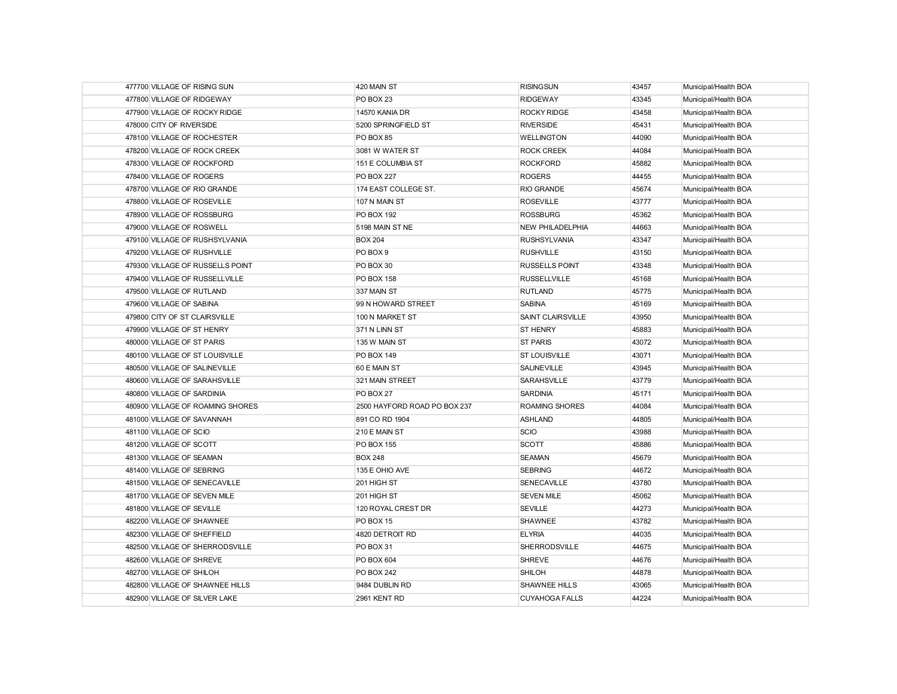| | | | | |
|---|---|---|---|---|
| 477700 | VILLAGE OF RISING SUN | 420 MAIN ST | RISINGSUN | 43457 | Municipal/Health BOA |
| 477800 | VILLAGE OF RIDGEWAY | PO BOX 23 | RIDGEWAY | 43345 | Municipal/Health BOA |
| 477900 | VILLAGE OF ROCKY RIDGE | 14570 KANIA DR | ROCKY RIDGE | 43458 | Municipal/Health BOA |
| 478000 | CITY OF RIVERSIDE | 5200 SPRINGFIELD ST | RIVERSIDE | 45431 | Municipal/Health BOA |
| 478100 | VILLAGE OF ROCHESTER | PO BOX 85 | WELLINGTON | 44090 | Municipal/Health BOA |
| 478200 | VILLAGE OF ROCK CREEK | 3081 W WATER ST | ROCK CREEK | 44084 | Municipal/Health BOA |
| 478300 | VILLAGE OF ROCKFORD | 151 E COLUMBIA ST | ROCKFORD | 45882 | Municipal/Health BOA |
| 478400 | VILLAGE OF ROGERS | PO BOX 227 | ROGERS | 44455 | Municipal/Health BOA |
| 478700 | VILLAGE OF RIO GRANDE | 174 EAST COLLEGE ST. | RIO GRANDE | 45674 | Municipal/Health BOA |
| 478800 | VILLAGE OF ROSEVILLE | 107 N MAIN ST | ROSEVILLE | 43777 | Municipal/Health BOA |
| 478900 | VILLAGE OF ROSSBURG | PO BOX 192 | ROSSBURG | 45362 | Municipal/Health BOA |
| 479000 | VILLAGE OF ROSWELL | 5198 MAIN ST NE | NEW PHILADELPHIA | 44663 | Municipal/Health BOA |
| 479100 | VILLAGE OF RUSHSYLVANIA | BOX 204 | RUSHSYLVANIA | 43347 | Municipal/Health BOA |
| 479200 | VILLAGE OF RUSHVILLE | PO BOX 9 | RUSHVILLE | 43150 | Municipal/Health BOA |
| 479300 | VILLAGE OF RUSSELLS POINT | PO BOX 30 | RUSSELLS POINT | 43348 | Municipal/Health BOA |
| 479400 | VILLAGE OF RUSSELLVILLE | PO BOX 158 | RUSSELLVILLE | 45168 | Municipal/Health BOA |
| 479500 | VILLAGE OF RUTLAND | 337 MAIN ST | RUTLAND | 45775 | Municipal/Health BOA |
| 479600 | VILLAGE OF SABINA | 99 N HOWARD STREET | SABINA | 45169 | Municipal/Health BOA |
| 479800 | CITY OF ST CLAIRSVILLE | 100 N MARKET ST | SAINT CLAIRSVILLE | 43950 | Municipal/Health BOA |
| 479900 | VILLAGE OF ST HENRY | 371 N LINN ST | ST HENRY | 45883 | Municipal/Health BOA |
| 480000 | VILLAGE OF ST PARIS | 135 W MAIN ST | ST PARIS | 43072 | Municipal/Health BOA |
| 480100 | VILLAGE OF ST LOUISVILLE | PO BOX 149 | ST LOUISVILLE | 43071 | Municipal/Health BOA |
| 480500 | VILLAGE OF SALINEVILLE | 60 E MAIN ST | SALINEVILLE | 43945 | Municipal/Health BOA |
| 480600 | VILLAGE OF SARAHSVILLE | 321 MAIN STREET | SARAHSVILLE | 43779 | Municipal/Health BOA |
| 480800 | VILLAGE OF SARDINIA | PO BOX 27 | SARDINIA | 45171 | Municipal/Health BOA |
| 480900 | VILLAGE OF ROAMING SHORES | 2500 HAYFORD ROAD PO BOX 237 | ROAMING SHORES | 44084 | Municipal/Health BOA |
| 481000 | VILLAGE OF SAVANNAH | 891 CO RD 1904 | ASHLAND | 44805 | Municipal/Health BOA |
| 481100 | VILLAGE OF SCIO | 210 E MAIN ST | SCIO | 43988 | Municipal/Health BOA |
| 481200 | VILLAGE OF SCOTT | PO BOX 155 | SCOTT | 45886 | Municipal/Health BOA |
| 481300 | VILLAGE OF SEAMAN | BOX 248 | SEAMAN | 45679 | Municipal/Health BOA |
| 481400 | VILLAGE OF SEBRING | 135 E OHIO AVE | SEBRING | 44672 | Municipal/Health BOA |
| 481500 | VILLAGE OF SENECAVILLE | 201 HIGH ST | SENECAVILLE | 43780 | Municipal/Health BOA |
| 481700 | VILLAGE OF SEVEN MILE | 201 HIGH ST | SEVEN MILE | 45062 | Municipal/Health BOA |
| 481800 | VILLAGE OF SEVILLE | 120 ROYAL CREST DR | SEVILLE | 44273 | Municipal/Health BOA |
| 482200 | VILLAGE OF SHAWNEE | PO BOX 15 | SHAWNEE | 43782 | Municipal/Health BOA |
| 482300 | VILLAGE OF SHEFFIELD | 4820 DETROIT RD | ELYRIA | 44035 | Municipal/Health BOA |
| 482500 | VILLAGE OF SHERRODSVILLE | PO BOX 31 | SHERRODSVILLE | 44675 | Municipal/Health BOA |
| 482600 | VILLAGE OF SHREVE | PO BOX 604 | SHREVE | 44676 | Municipal/Health BOA |
| 482700 | VILLAGE OF SHILOH | PO BOX 242 | SHILOH | 44878 | Municipal/Health BOA |
| 482800 | VILLAGE OF SHAWNEE HILLS | 9484 DUBLIN RD | SHAWNEE HILLS | 43065 | Municipal/Health BOA |
| 482900 | VILLAGE OF SILVER LAKE | 2961 KENT RD | CUYAHOGA FALLS | 44224 | Municipal/Health BOA |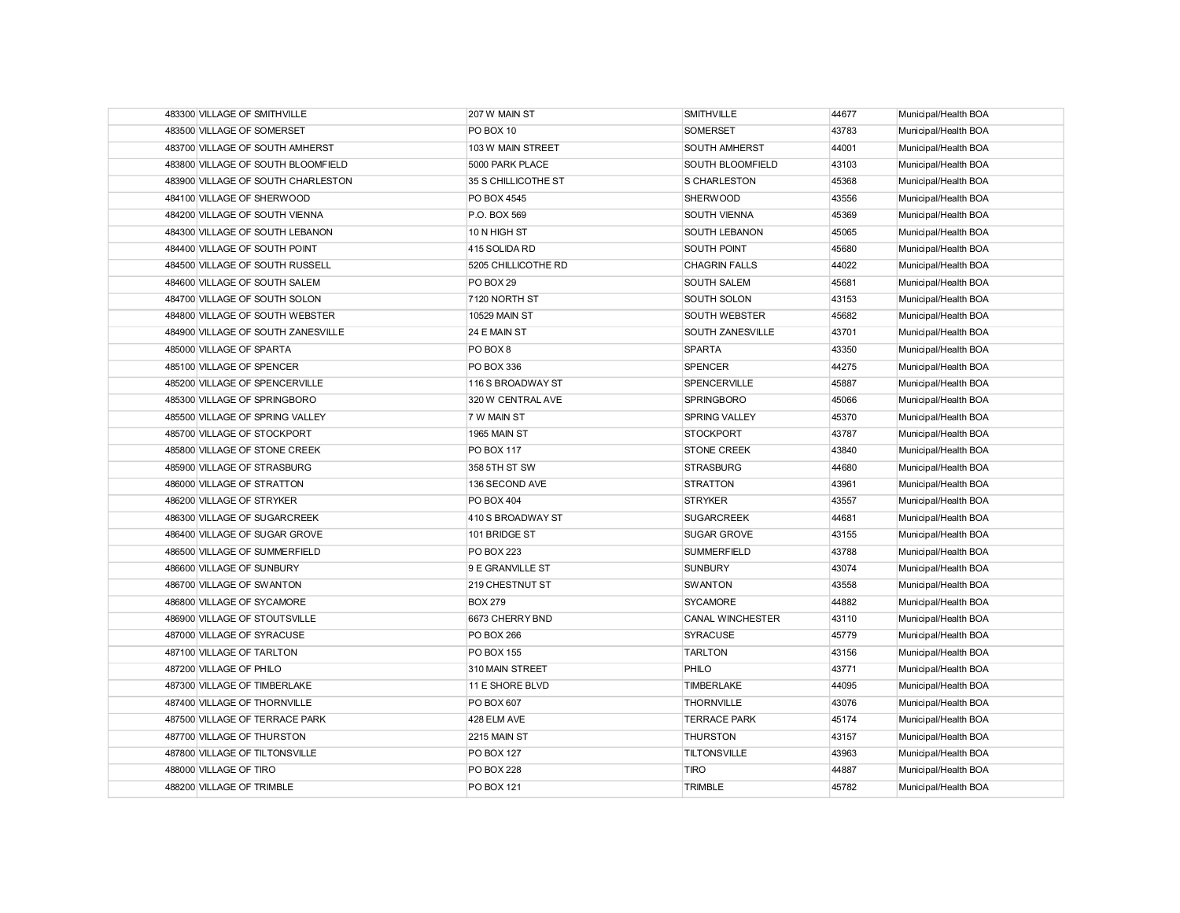| | | | | |
|---|---|---|---|---|
| 483300 | VILLAGE OF SMITHVILLE | 207 W MAIN ST | SMITHVILLE | 44677 | Municipal/Health BOA |
| 483500 | VILLAGE OF SOMERSET | PO BOX 10 | SOMERSET | 43783 | Municipal/Health BOA |
| 483700 | VILLAGE OF SOUTH AMHERST | 103 W MAIN STREET | SOUTH AMHERST | 44001 | Municipal/Health BOA |
| 483800 | VILLAGE OF SOUTH BLOOMFIELD | 5000 PARK PLACE | SOUTH BLOOMFIELD | 43103 | Municipal/Health BOA |
| 483900 | VILLAGE OF SOUTH CHARLESTON | 35 S CHILLICOTHE ST | S CHARLESTON | 45368 | Municipal/Health BOA |
| 484100 | VILLAGE OF SHERWOOD | PO BOX 4545 | SHERWOOD | 43556 | Municipal/Health BOA |
| 484200 | VILLAGE OF SOUTH VIENNA | P.O. BOX 569 | SOUTH VIENNA | 45369 | Municipal/Health BOA |
| 484300 | VILLAGE OF SOUTH LEBANON | 10 N HIGH ST | SOUTH LEBANON | 45065 | Municipal/Health BOA |
| 484400 | VILLAGE OF SOUTH POINT | 415 SOLIDA RD | SOUTH POINT | 45680 | Municipal/Health BOA |
| 484500 | VILLAGE OF SOUTH RUSSELL | 5205 CHILLICOTHE RD | CHAGRIN FALLS | 44022 | Municipal/Health BOA |
| 484600 | VILLAGE OF SOUTH SALEM | PO BOX 29 | SOUTH SALEM | 45681 | Municipal/Health BOA |
| 484700 | VILLAGE OF SOUTH SOLON | 7120 NORTH ST | SOUTH SOLON | 43153 | Municipal/Health BOA |
| 484800 | VILLAGE OF SOUTH WEBSTER | 10529 MAIN ST | SOUTH WEBSTER | 45682 | Municipal/Health BOA |
| 484900 | VILLAGE OF SOUTH ZANESVILLE | 24 E MAIN ST | SOUTH ZANESVILLE | 43701 | Municipal/Health BOA |
| 485000 | VILLAGE OF SPARTA | PO BOX 8 | SPARTA | 43350 | Municipal/Health BOA |
| 485100 | VILLAGE OF SPENCER | PO BOX 336 | SPENCER | 44275 | Municipal/Health BOA |
| 485200 | VILLAGE OF SPENCERVILLE | 116 S BROADWAY ST | SPENCERVILLE | 45887 | Municipal/Health BOA |
| 485300 | VILLAGE OF SPRINGBORO | 320 W CENTRAL AVE | SPRINGBORO | 45066 | Municipal/Health BOA |
| 485500 | VILLAGE OF SPRING VALLEY | 7 W MAIN ST | SPRING VALLEY | 45370 | Municipal/Health BOA |
| 485700 | VILLAGE OF STOCKPORT | 1965 MAIN ST | STOCKPORT | 43787 | Municipal/Health BOA |
| 485800 | VILLAGE OF STONE CREEK | PO BOX 117 | STONE CREEK | 43840 | Municipal/Health BOA |
| 485900 | VILLAGE OF STRASBURG | 358 5TH ST SW | STRASBURG | 44680 | Municipal/Health BOA |
| 486000 | VILLAGE OF STRATTON | 136 SECOND AVE | STRATTON | 43961 | Municipal/Health BOA |
| 486200 | VILLAGE OF STRYKER | PO BOX 404 | STRYKER | 43557 | Municipal/Health BOA |
| 486300 | VILLAGE OF SUGARCREEK | 410 S BROADWAY ST | SUGARCREEK | 44681 | Municipal/Health BOA |
| 486400 | VILLAGE OF SUGAR GROVE | 101 BRIDGE ST | SUGAR GROVE | 43155 | Municipal/Health BOA |
| 486500 | VILLAGE OF SUMMERFIELD | PO BOX 223 | SUMMERFIELD | 43788 | Municipal/Health BOA |
| 486600 | VILLAGE OF SUNBURY | 9 E GRANVILLE ST | SUNBURY | 43074 | Municipal/Health BOA |
| 486700 | VILLAGE OF SWANTON | 219 CHESTNUT ST | SWANTON | 43558 | Municipal/Health BOA |
| 486800 | VILLAGE OF SYCAMORE | BOX 279 | SYCAMORE | 44882 | Municipal/Health BOA |
| 486900 | VILLAGE OF STOUTSVILLE | 6673 CHERRY BND | CANAL WINCHESTER | 43110 | Municipal/Health BOA |
| 487000 | VILLAGE OF SYRACUSE | PO BOX 266 | SYRACUSE | 45779 | Municipal/Health BOA |
| 487100 | VILLAGE OF TARLTON | PO BOX 155 | TARLTON | 43156 | Municipal/Health BOA |
| 487200 | VILLAGE OF PHILO | 310 MAIN STREET | PHILO | 43771 | Municipal/Health BOA |
| 487300 | VILLAGE OF TIMBERLAKE | 11 E SHORE BLVD | TIMBERLAKE | 44095 | Municipal/Health BOA |
| 487400 | VILLAGE OF THORNVILLE | PO BOX 607 | THORNVILLE | 43076 | Municipal/Health BOA |
| 487500 | VILLAGE OF TERRACE PARK | 428 ELM AVE | TERRACE PARK | 45174 | Municipal/Health BOA |
| 487700 | VILLAGE OF THURSTON | 2215 MAIN ST | THURSTON | 43157 | Municipal/Health BOA |
| 487800 | VILLAGE OF TILTONSVILLE | PO BOX 127 | TILTONSVILLE | 43963 | Municipal/Health BOA |
| 488000 | VILLAGE OF TIRO | PO BOX 228 | TIRO | 44887 | Municipal/Health BOA |
| 488200 | VILLAGE OF TRIMBLE | PO BOX 121 | TRIMBLE | 45782 | Municipal/Health BOA |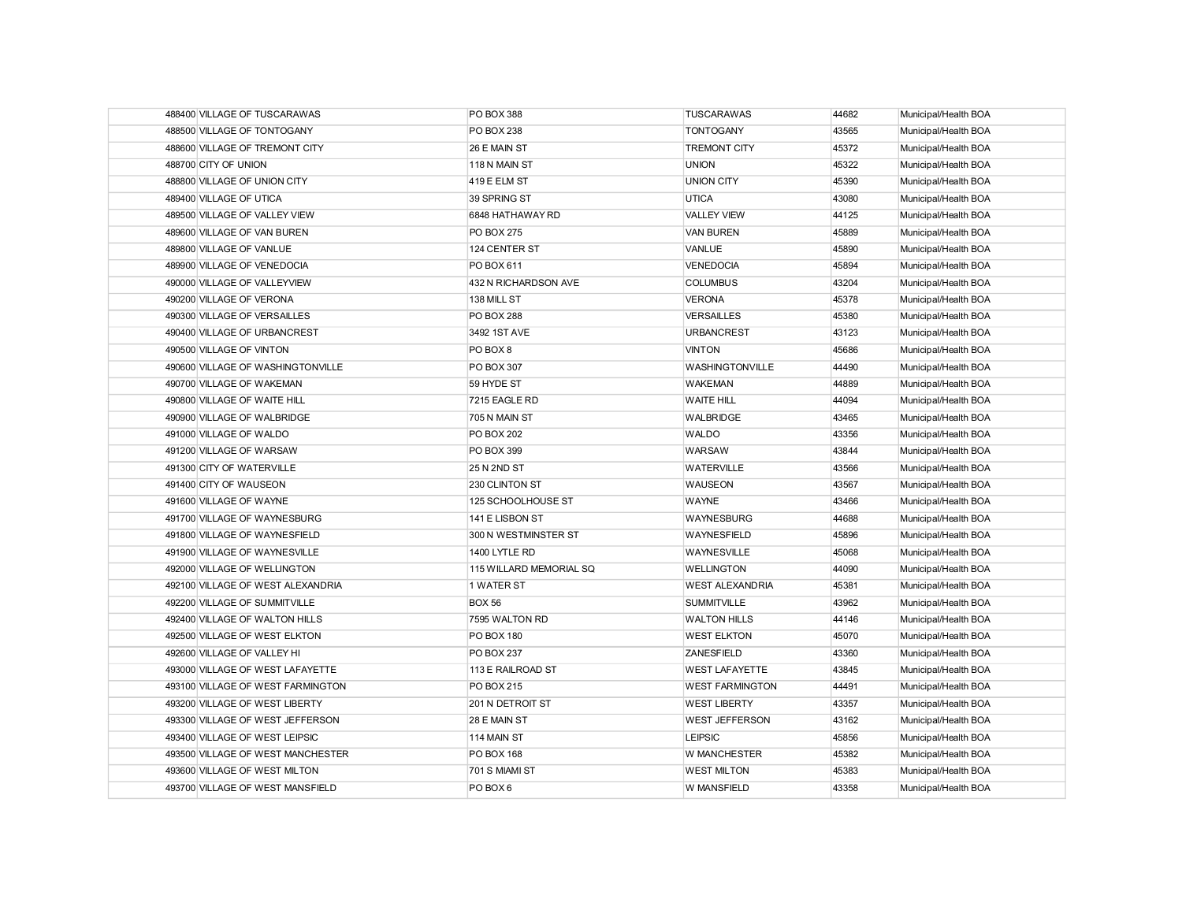| | | | | |
|---|---|---|---|---|
| 488400 | VILLAGE OF TUSCARAWAS | PO BOX 388 | TUSCARAWAS | 44682 | Municipal/Health BOA |
| 488500 | VILLAGE OF TONTOGANY | PO BOX 238 | TONTOGANY | 43565 | Municipal/Health BOA |
| 488600 | VILLAGE OF TREMONT CITY | 26 E MAIN ST | TREMONT CITY | 45372 | Municipal/Health BOA |
| 488700 | CITY OF UNION | 118 N MAIN ST | UNION | 45322 | Municipal/Health BOA |
| 488800 | VILLAGE OF UNION CITY | 419 E ELM ST | UNION CITY | 45390 | Municipal/Health BOA |
| 489400 | VILLAGE OF UTICA | 39 SPRING ST | UTICA | 43080 | Municipal/Health BOA |
| 489500 | VILLAGE OF VALLEY VIEW | 6848 HATHAWAY RD | VALLEY VIEW | 44125 | Municipal/Health BOA |
| 489600 | VILLAGE OF VAN BUREN | PO BOX 275 | VAN BUREN | 45889 | Municipal/Health BOA |
| 489800 | VILLAGE OF VANLUE | 124 CENTER ST | VANLUE | 45890 | Municipal/Health BOA |
| 489900 | VILLAGE OF VENEDOCIA | PO BOX 611 | VENEDOCIA | 45894 | Municipal/Health BOA |
| 490000 | VILLAGE OF VALLEYVIEW | 432 N RICHARDSON AVE | COLUMBUS | 43204 | Municipal/Health BOA |
| 490200 | VILLAGE OF VERONA | 138 MILL ST | VERONA | 45378 | Municipal/Health BOA |
| 490300 | VILLAGE OF VERSAILLES | PO BOX 288 | VERSAILLES | 45380 | Municipal/Health BOA |
| 490400 | VILLAGE OF URBANCREST | 3492 1ST AVE | URBANCREST | 43123 | Municipal/Health BOA |
| 490500 | VILLAGE OF VINTON | PO BOX 8 | VINTON | 45686 | Municipal/Health BOA |
| 490600 | VILLAGE OF WASHINGTONVILLE | PO BOX 307 | WASHINGTONVILLE | 44490 | Municipal/Health BOA |
| 490700 | VILLAGE OF WAKEMAN | 59 HYDE ST | WAKEMAN | 44889 | Municipal/Health BOA |
| 490800 | VILLAGE OF WAITE HILL | 7215 EAGLE RD | WAITE HILL | 44094 | Municipal/Health BOA |
| 490900 | VILLAGE OF WALBRIDGE | 705 N MAIN ST | WALBRIDGE | 43465 | Municipal/Health BOA |
| 491000 | VILLAGE OF WALDO | PO BOX 202 | WALDO | 43356 | Municipal/Health BOA |
| 491200 | VILLAGE OF WARSAW | PO BOX 399 | WARSAW | 43844 | Municipal/Health BOA |
| 491300 | CITY OF WATERVILLE | 25 N 2ND ST | WATERVILLE | 43566 | Municipal/Health BOA |
| 491400 | CITY OF WAUSEON | 230 CLINTON ST | WAUSEON | 43567 | Municipal/Health BOA |
| 491600 | VILLAGE OF WAYNE | 125 SCHOOLHOUSE ST | WAYNE | 43466 | Municipal/Health BOA |
| 491700 | VILLAGE OF WAYNESBURG | 141 E LISBON ST | WAYNESBURG | 44688 | Municipal/Health BOA |
| 491800 | VILLAGE OF WAYNESFIELD | 300 N WESTMINSTER ST | WAYNESFIELD | 45896 | Municipal/Health BOA |
| 491900 | VILLAGE OF WAYNESVILLE | 1400 LYTLE RD | WAYNESVILLE | 45068 | Municipal/Health BOA |
| 492000 | VILLAGE OF WELLINGTON | 115 WILLARD MEMORIAL SQ | WELLINGTON | 44090 | Municipal/Health BOA |
| 492100 | VILLAGE OF WEST ALEXANDRIA | 1 WATER ST | WEST ALEXANDRIA | 45381 | Municipal/Health BOA |
| 492200 | VILLAGE OF SUMMITVILLE | BOX 56 | SUMMITVILLE | 43962 | Municipal/Health BOA |
| 492400 | VILLAGE OF WALTON HILLS | 7595 WALTON RD | WALTON HILLS | 44146 | Municipal/Health BOA |
| 492500 | VILLAGE OF WEST ELKTON | PO BOX 180 | WEST ELKTON | 45070 | Municipal/Health BOA |
| 492600 | VILLAGE OF VALLEY HI | PO BOX 237 | ZANESFIELD | 43360 | Municipal/Health BOA |
| 493000 | VILLAGE OF WEST LAFAYETTE | 113 E RAILROAD ST | WEST LAFAYETTE | 43845 | Municipal/Health BOA |
| 493100 | VILLAGE OF WEST FARMINGTON | PO BOX 215 | WEST FARMINGTON | 44491 | Municipal/Health BOA |
| 493200 | VILLAGE OF WEST LIBERTY | 201 N DETROIT ST | WEST LIBERTY | 43357 | Municipal/Health BOA |
| 493300 | VILLAGE OF WEST JEFFERSON | 28 E MAIN ST | WEST JEFFERSON | 43162 | Municipal/Health BOA |
| 493400 | VILLAGE OF WEST LEIPSIC | 114 MAIN ST | LEIPSIC | 45856 | Municipal/Health BOA |
| 493500 | VILLAGE OF WEST MANCHESTER | PO BOX 168 | W MANCHESTER | 45382 | Municipal/Health BOA |
| 493600 | VILLAGE OF WEST MILTON | 701 S MIAMI ST | WEST MILTON | 45383 | Municipal/Health BOA |
| 493700 | VILLAGE OF WEST MANSFIELD | PO BOX 6 | W MANSFIELD | 43358 | Municipal/Health BOA |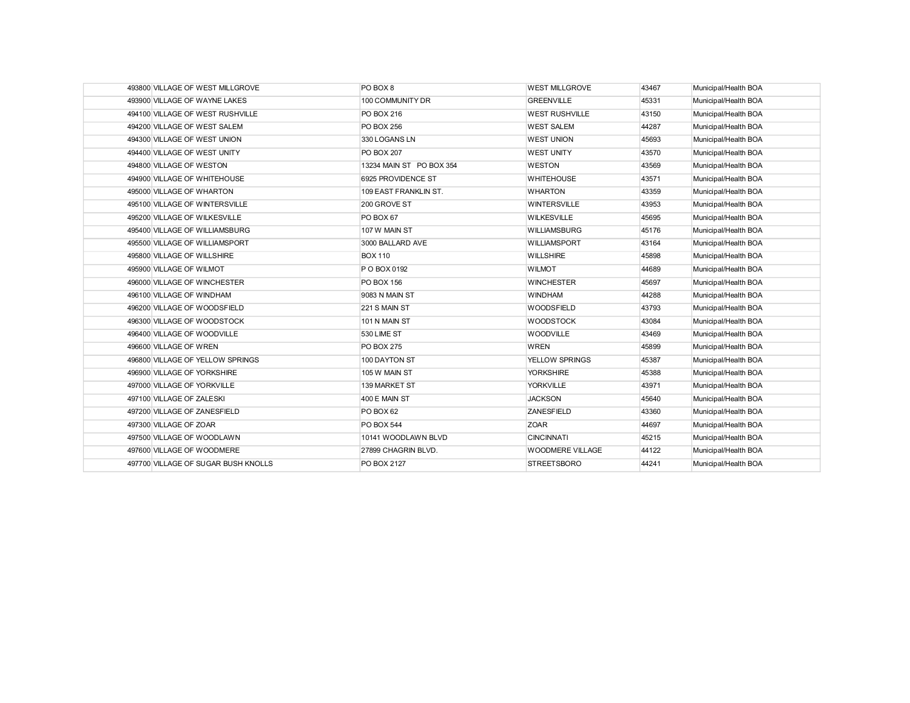| | | | | | |
|---|---|---|---|---|---|
| 493800 | VILLAGE OF WEST MILLGROVE | PO BOX 8 | WEST MILLGROVE | 43467 | Municipal/Health BOA |
| 493900 | VILLAGE OF WAYNE LAKES | 100 COMMUNITY DR | GREENVILLE | 45331 | Municipal/Health BOA |
| 494100 | VILLAGE OF WEST RUSHVILLE | PO BOX 216 | WEST RUSHVILLE | 43150 | Municipal/Health BOA |
| 494200 | VILLAGE OF WEST SALEM | PO BOX 256 | WEST SALEM | 44287 | Municipal/Health BOA |
| 494300 | VILLAGE OF WEST UNION | 330 LOGANS LN | WEST UNION | 45693 | Municipal/Health BOA |
| 494400 | VILLAGE OF WEST UNITY | PO BOX 207 | WEST UNITY | 43570 | Municipal/Health BOA |
| 494800 | VILLAGE OF WESTON | 13234 MAIN ST PO BOX 354 | WESTON | 43569 | Municipal/Health BOA |
| 494900 | VILLAGE OF WHITEHOUSE | 6925 PROVIDENCE ST | WHITEHOUSE | 43571 | Municipal/Health BOA |
| 495000 | VILLAGE OF WHARTON | 109 EAST FRANKLIN ST. | WHARTON | 43359 | Municipal/Health BOA |
| 495100 | VILLAGE OF WINTERSVILLE | 200 GROVE ST | WINTERSVILLE | 43953 | Municipal/Health BOA |
| 495200 | VILLAGE OF WILKESVILLE | PO BOX 67 | WILKESVILLE | 45695 | Municipal/Health BOA |
| 495400 | VILLAGE OF WILLIAMSBURG | 107 W MAIN ST | WILLIAMSBURG | 45176 | Municipal/Health BOA |
| 495500 | VILLAGE OF WILLIAMSPORT | 3000 BALLARD AVE | WILLIAMSPORT | 43164 | Municipal/Health BOA |
| 495800 | VILLAGE OF WILLSHIRE | BOX 110 | WILLSHIRE | 45898 | Municipal/Health BOA |
| 495900 | VILLAGE OF WILMOT | P O BOX 0192 | WILMOT | 44689 | Municipal/Health BOA |
| 496000 | VILLAGE OF WINCHESTER | PO BOX 156 | WINCHESTER | 45697 | Municipal/Health BOA |
| 496100 | VILLAGE OF WINDHAM | 9083 N MAIN ST | WINDHAM | 44288 | Municipal/Health BOA |
| 496200 | VILLAGE OF WOODSFIELD | 221 S MAIN ST | WOODSFIELD | 43793 | Municipal/Health BOA |
| 496300 | VILLAGE OF WOODSTOCK | 101 N MAIN ST | WOODSTOCK | 43084 | Municipal/Health BOA |
| 496400 | VILLAGE OF WOODVILLE | 530 LIME ST | WOODVILLE | 43469 | Municipal/Health BOA |
| 496600 | VILLAGE OF WREN | PO BOX 275 | WREN | 45899 | Municipal/Health BOA |
| 496800 | VILLAGE OF YELLOW SPRINGS | 100 DAYTON ST | YELLOW SPRINGS | 45387 | Municipal/Health BOA |
| 496900 | VILLAGE OF YORKSHIRE | 105 W MAIN ST | YORKSHIRE | 45388 | Municipal/Health BOA |
| 497000 | VILLAGE OF YORKVILLE | 139 MARKET ST | YORKVILLE | 43971 | Municipal/Health BOA |
| 497100 | VILLAGE OF ZALESKI | 400 E MAIN ST | JACKSON | 45640 | Municipal/Health BOA |
| 497200 | VILLAGE OF ZANESFIELD | PO BOX 62 | ZANESFIELD | 43360 | Municipal/Health BOA |
| 497300 | VILLAGE OF ZOAR | PO BOX 544 | ZOAR | 44697 | Municipal/Health BOA |
| 497500 | VILLAGE OF WOODLAWN | 10141 WOODLAWN BLVD | CINCINNATI | 45215 | Municipal/Health BOA |
| 497600 | VILLAGE OF WOODMERE | 27899 CHAGRIN BLVD. | WOODMERE VILLAGE | 44122 | Municipal/Health BOA |
| 497700 | VILLAGE OF SUGAR BUSH KNOLLS | PO BOX 2127 | STREETSBORO | 44241 | Municipal/Health BOA |